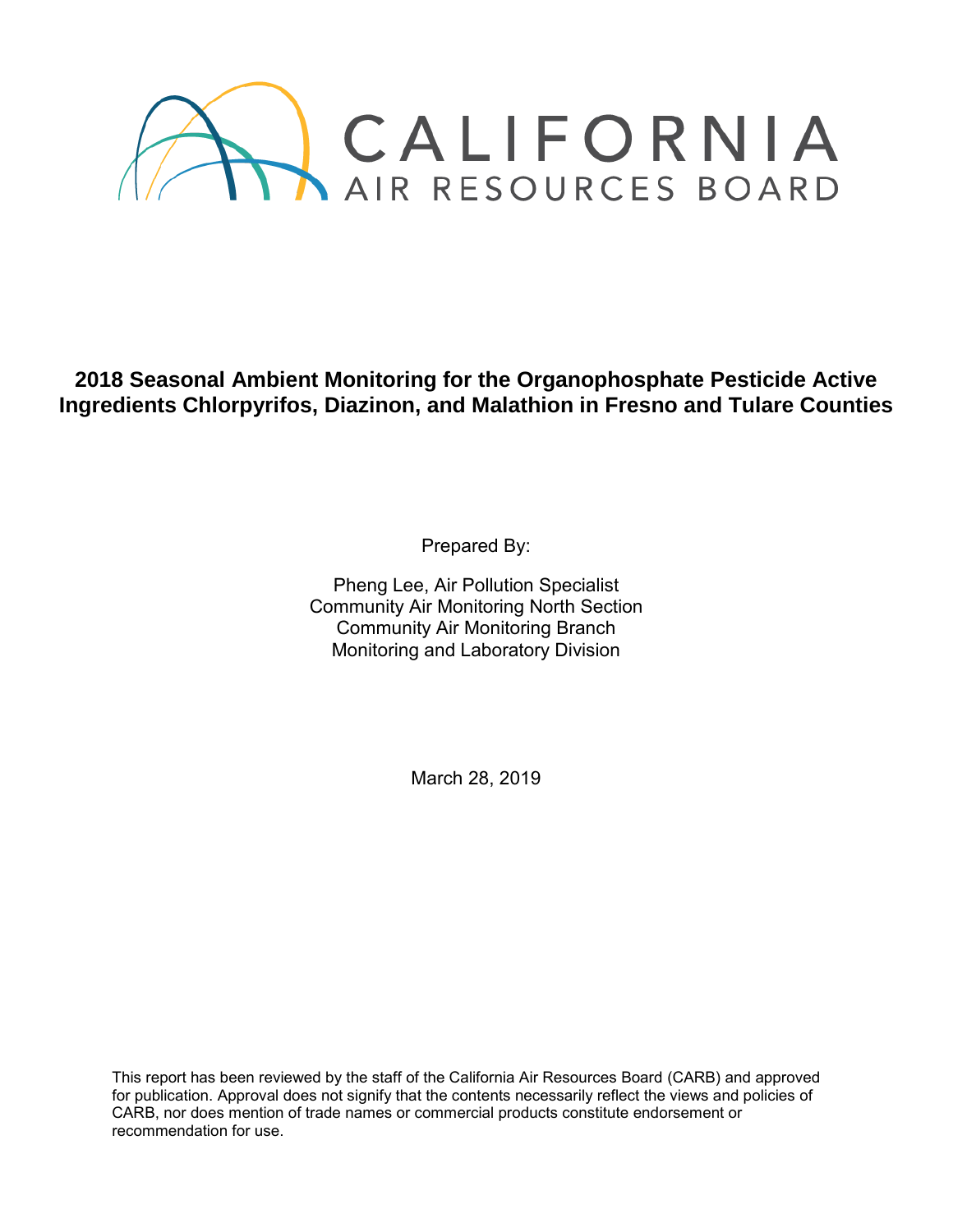CALIFORNIA
AIR RESOURCES BOARD

# 2018 Seasonal Ambient Monitoring for the Organophosphate Pesticide Active Ingredients Chlorpyrifos, Diazinon, and Malathion in Fresno and Tulare Counties

Prepared By:

Pheng Lee, Air Pollution Specialist
Community Air Monitoring North Section
Community Air Monitoring Branch
Monitoring and Laboratory Division

March 28, 2019

This report has been reviewed by the staff of the California Air Resources Board (CARB) and approved for publication. Approval does not signify that the contents necessarily reflect the views and policies of CARB, nor does mention of trade names or commercial products constitute endorsement or recommendation for use.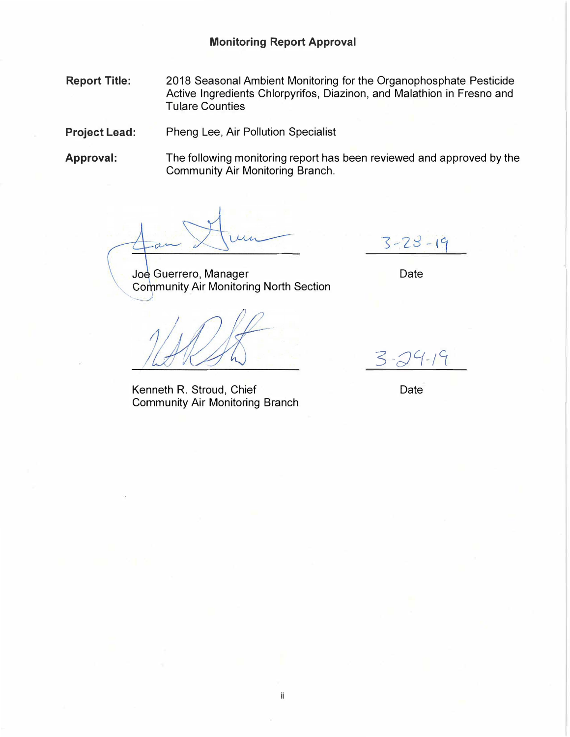## Monitoring Report Approval

**Report Title:** 2018 Seasonal Ambient Monitoring for the Organophosphate Pesticide Active Ingredients Chlorpyrifos, Diazinon, and Malathion in Fresno and Tulare Counties

**Project Lead:** Pheng Lee, Air Pollution Specialist

**Approval:** The following monitoring report has been reviewed and approved by the Community Air Monitoring Branch.

_______________________ 3-28-19

Joe Guerrero, Manager
Community Air Monitoring North Section

Date

_______________________ 3-29-19

Kenneth R. Stroud, Chief
Community Air Monitoring Branch

Date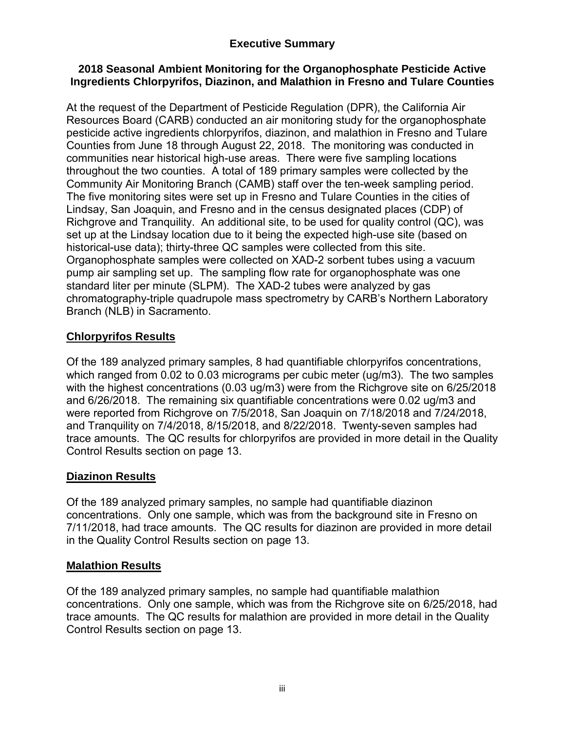# Executive Summary

## 2018 Seasonal Ambient Monitoring for the Organophosphate Pesticide Active Ingredients Chlorpyrifos, Diazinon, and Malathion in Fresno and Tulare Counties

At the request of the Department of Pesticide Regulation (DPR), the California Air Resources Board (CARB) conducted an air monitoring study for the organophosphate pesticide active ingredients chlorpyrifos, diazinon, and malathion in Fresno and Tulare Counties from June 18 through August 22, 2018. The monitoring was conducted in communities near historical high-use areas. There were five sampling locations throughout the two counties. A total of 189 primary samples were collected by the Community Air Monitoring Branch (CAMB) staff over the ten-week sampling period. The five monitoring sites were set up in Fresno and Tulare Counties in the cities of Lindsay, San Joaquin, and Fresno and in the census designated places (CDP) of Richgrove and Tranquility. An additional site, to be used for quality control (QC), was set up at the Lindsay location due to it being the expected high-use site (based on historical-use data); thirty-three QC samples were collected from this site. Organophosphate samples were collected on XAD-2 sorbent tubes using a vacuum pump air sampling set up. The sampling flow rate for organophosphate was one standard liter per minute (SLPM). The XAD-2 tubes were analyzed by gas chromatography-triple quadrupole mass spectrometry by CARB's Northern Laboratory Branch (NLB) in Sacramento.

### Chlorpyrifos Results

Of the 189 analyzed primary samples, 8 had quantifiable chlorpyrifos concentrations, which ranged from 0.02 to 0.03 micrograms per cubic meter (ug/m3). The two samples with the highest concentrations (0.03 ug/m3) were from the Richgrove site on 6/25/2018 and 6/26/2018. The remaining six quantifiable concentrations were 0.02 ug/m3 and were reported from Richgrove on 7/5/2018, San Joaquin on 7/18/2018 and 7/24/2018, and Tranquility on 7/4/2018, 8/15/2018, and 8/22/2018. Twenty-seven samples had trace amounts. The QC results for chlorpyrifos are provided in more detail in the Quality Control Results section on page 13.

### Diazinon Results

Of the 189 analyzed primary samples, no sample had quantifiable diazinon concentrations. Only one sample, which was from the background site in Fresno on 7/11/2018, had trace amounts. The QC results for diazinon are provided in more detail in the Quality Control Results section on page 13.

### Malathion Results

Of the 189 analyzed primary samples, no sample had quantifiable malathion concentrations. Only one sample, which was from the Richgrove site on 6/25/2018, had trace amounts. The QC results for malathion are provided in more detail in the Quality Control Results section on page 13.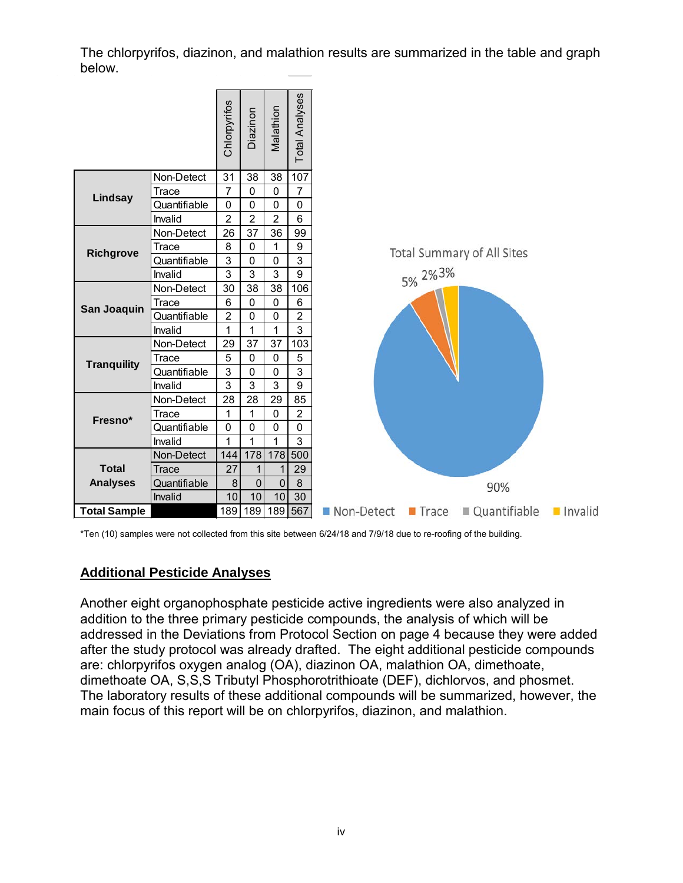The chlorpyrifos, diazinon, and malathion results are summarized in the table and graph below.

| | | Chlorpyrifos | Diazinon | Malathion | Total Analyses |
|---|---|---|---|---|---|
| **Lindsay** | Non-Detect | 31 | 38 | 38 | 107 |
| | Trace | 7 | 0 | 0 | 7 |
| | Quantifiable | 0 | 0 | 0 | 0 |
| | Invalid | 2 | 2 | 2 | 6 |
| **Richgrove** | Non-Detect | 26 | 37 | 36 | 99 |
| | Trace | 8 | 0 | 1 | 9 |
| | Quantifiable | 3 | 0 | 0 | 3 |
| | Invalid | 3 | 3 | 3 | 9 |
| **San Joaquin** | Non-Detect | 30 | 38 | 38 | 106 |
| | Trace | 6 | 0 | 0 | 6 |
| | Quantifiable | 2 | 0 | 0 | 2 |
| | Invalid | 1 | 1 | 1 | 3 |
| **Tranquility** | Non-Detect | 29 | 37 | 37 | 103 |
| | Trace | 5 | 0 | 0 | 5 |
| | Quantifiable | 3 | 0 | 0 | 3 |
| | Invalid | 3 | 3 | 3 | 9 |
| **Fresno*** | Non-Detect | 28 | 28 | 29 | 85 |
| | Trace | 1 | 1 | 0 | 2 |
| | Quantifiable | 0 | 0 | 0 | 0 |
| | Invalid | 1 | 1 | 1 | 3 |
| **Total Analyses** | Non-Detect | 144 | 178 | 178 | 500 |
| | Trace | 27 | 1 | 1 | 29 |
| | Quantifiable | 8 | 0 | 0 | 8 |
| | Invalid | 10 | 10 | 10 | 30 |
| **Total Sample** | | 189 | 189 | 189 | 567 |

Total Summary of All Sites

Non-Detect 90%, Trace 5%, Quantifiable 2%, Invalid 3%

*Ten (10) samples were not collected from this site between 6/24/18 and 7/9/18 due to re-roofing of the building.

## Additional Pesticide Analyses

Another eight organophosphate pesticide active ingredients were also analyzed in addition to the three primary pesticide compounds, the analysis of which will be addressed in the Deviations from Protocol Section on page 4 because they were added after the study protocol was already drafted. The eight additional pesticide compounds are: chlorpyrifos oxygen analog (OA), diazinon OA, malathion OA, dimethoate, dimethoate OA, S,S,S Tributyl Phosphorotrithioate (DEF), dichlorvos, and phosmet. The laboratory results of these additional compounds will be summarized, however, the main focus of this report will be on chlorpyrifos, diazinon, and malathion.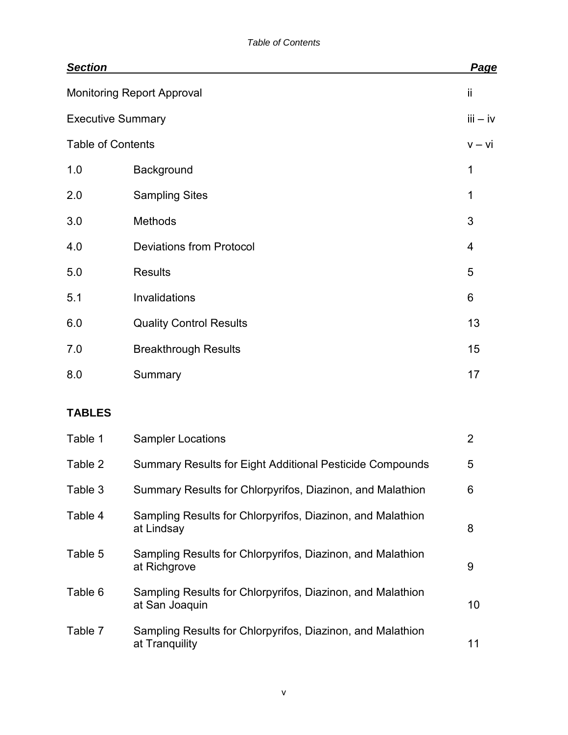*Table of Contents*

| ***Section*** | | ***Page*** |
|---|---|---|
| Monitoring Report Approval | | ii |
| Executive Summary | | iii – iv |
| Table of Contents | | v – vi |
| 1.0 | Background | 1 |
| 2.0 | Sampling Sites | 1 |
| 3.0 | Methods | 3 |
| 4.0 | Deviations from Protocol | 4 |
| 5.0 | Results | 5 |
| 5.1 | Invalidations | 6 |
| 6.0 | Quality Control Results | 13 |
| 7.0 | Breakthrough Results | 15 |
| 8.0 | Summary | 17 |

**TABLES**

| | | |
|---|---|---|
| Table 1 | Sampler Locations | 2 |
| Table 2 | Summary Results for Eight Additional Pesticide Compounds | 5 |
| Table 3 | Summary Results for Chlorpyrifos, Diazinon, and Malathion | 6 |
| Table 4 | Sampling Results for Chlorpyrifos, Diazinon, and Malathion at Lindsay | 8 |
| Table 5 | Sampling Results for Chlorpyrifos, Diazinon, and Malathion at Richgrove | 9 |
| Table 6 | Sampling Results for Chlorpyrifos, Diazinon, and Malathion at San Joaquin | 10 |
| Table 7 | Sampling Results for Chlorpyrifos, Diazinon, and Malathion at Tranquility | 11 |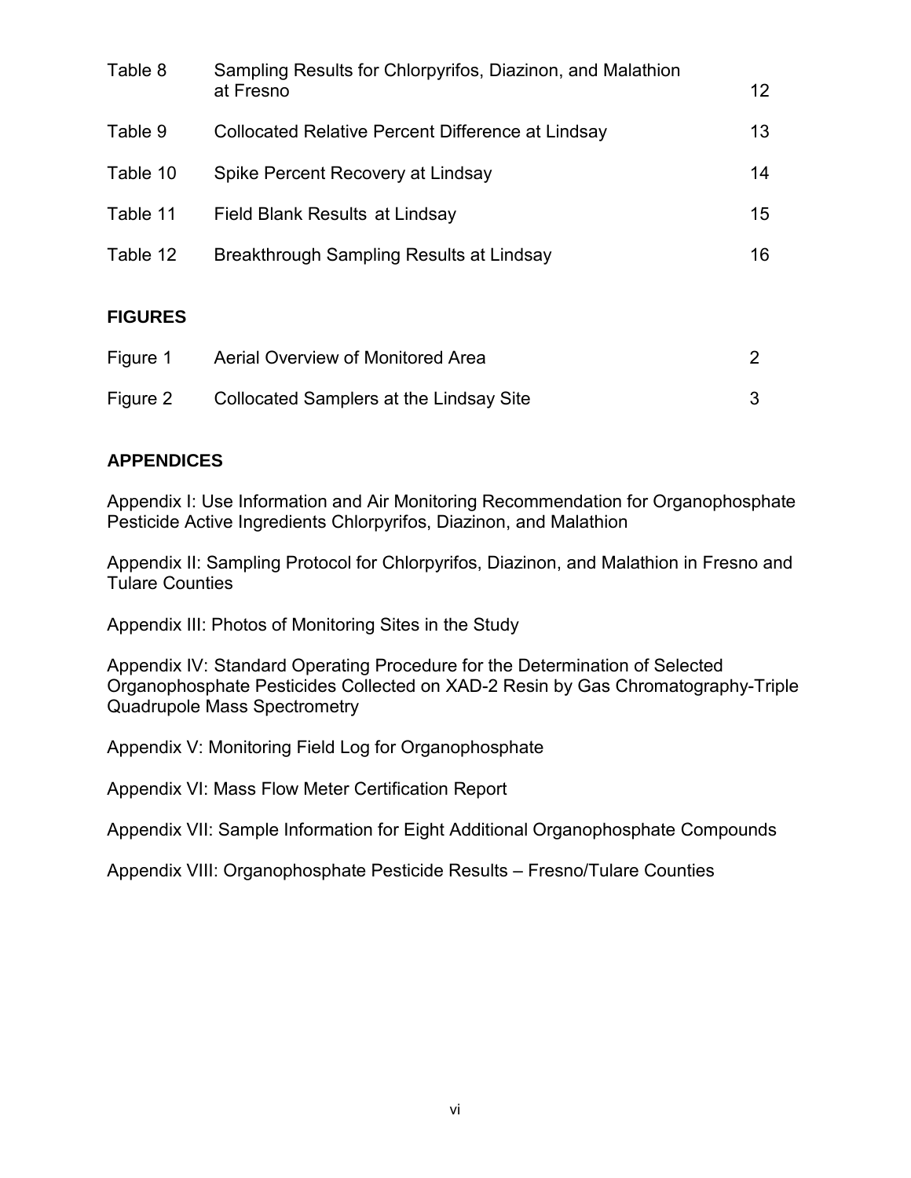| | | |
|---|---|---|
| Table 8 | Sampling Results for Chlorpyrifos, Diazinon, and Malathion at Fresno | 12 |
| Table 9 | Collocated Relative Percent Difference at Lindsay | 13 |
| Table 10 | Spike Percent Recovery at Lindsay | 14 |
| Table 11 | Field Blank Results at Lindsay | 15 |
| Table 12 | Breakthrough Sampling Results at Lindsay | 16 |

**FIGURES**

| | | |
|---|---|---|
| Figure 1 | Aerial Overview of Monitored Area | 2 |
| Figure 2 | Collocated Samplers at the Lindsay Site | 3 |

**APPENDICES**

Appendix I: Use Information and Air Monitoring Recommendation for Organophosphate Pesticide Active Ingredients Chlorpyrifos, Diazinon, and Malathion

Appendix II: Sampling Protocol for Chlorpyrifos, Diazinon, and Malathion in Fresno and Tulare Counties

Appendix III: Photos of Monitoring Sites in the Study

Appendix IV: Standard Operating Procedure for the Determination of Selected Organophosphate Pesticides Collected on XAD-2 Resin by Gas Chromatography-Triple Quadrupole Mass Spectrometry

Appendix V: Monitoring Field Log for Organophosphate

Appendix VI: Mass Flow Meter Certification Report

Appendix VII: Sample Information for Eight Additional Organophosphate Compounds

Appendix VIII: Organophosphate Pesticide Results – Fresno/Tulare Counties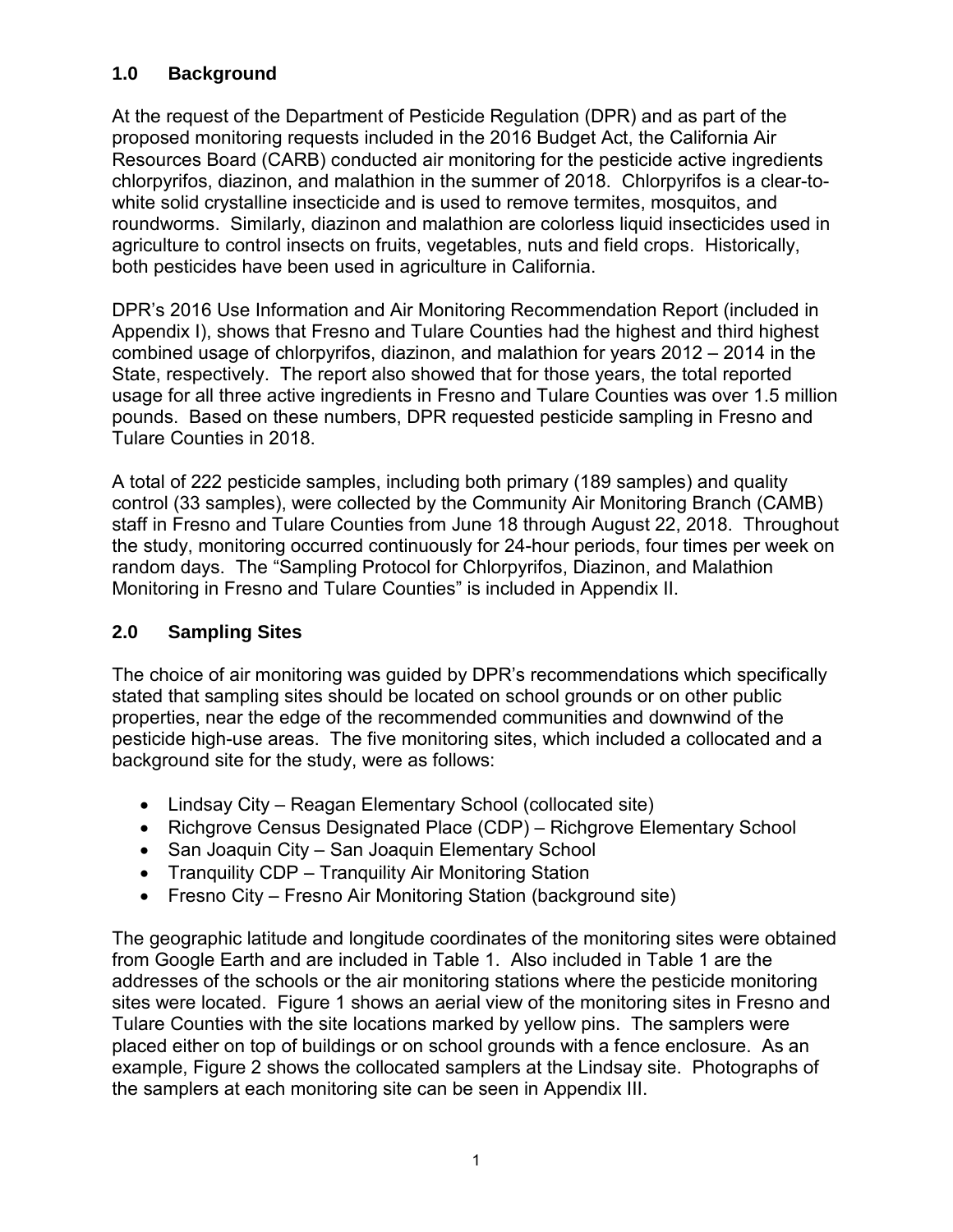## 1.0 Background

At the request of the Department of Pesticide Regulation (DPR) and as part of the proposed monitoring requests included in the 2016 Budget Act, the California Air Resources Board (CARB) conducted air monitoring for the pesticide active ingredients chlorpyrifos, diazinon, and malathion in the summer of 2018. Chlorpyrifos is a clear-to-white solid crystalline insecticide and is used to remove termites, mosquitos, and roundworms. Similarly, diazinon and malathion are colorless liquid insecticides used in agriculture to control insects on fruits, vegetables, nuts and field crops. Historically, both pesticides have been used in agriculture in California.

DPR's 2016 Use Information and Air Monitoring Recommendation Report (included in Appendix I), shows that Fresno and Tulare Counties had the highest and third highest combined usage of chlorpyrifos, diazinon, and malathion for years 2012 – 2014 in the State, respectively. The report also showed that for those years, the total reported usage for all three active ingredients in Fresno and Tulare Counties was over 1.5 million pounds. Based on these numbers, DPR requested pesticide sampling in Fresno and Tulare Counties in 2018.

A total of 222 pesticide samples, including both primary (189 samples) and quality control (33 samples), were collected by the Community Air Monitoring Branch (CAMB) staff in Fresno and Tulare Counties from June 18 through August 22, 2018. Throughout the study, monitoring occurred continuously for 24-hour periods, four times per week on random days. The "Sampling Protocol for Chlorpyrifos, Diazinon, and Malathion Monitoring in Fresno and Tulare Counties" is included in Appendix II.

## 2.0 Sampling Sites

The choice of air monitoring was guided by DPR's recommendations which specifically stated that sampling sites should be located on school grounds or on other public properties, near the edge of the recommended communities and downwind of the pesticide high-use areas. The five monitoring sites, which included a collocated and a background site for the study, were as follows:

- Lindsay City – Reagan Elementary School (collocated site)
- Richgrove Census Designated Place (CDP) – Richgrove Elementary School
- San Joaquin City – San Joaquin Elementary School
- Tranquility CDP – Tranquility Air Monitoring Station
- Fresno City – Fresno Air Monitoring Station (background site)

The geographic latitude and longitude coordinates of the monitoring sites were obtained from Google Earth and are included in Table 1. Also included in Table 1 are the addresses of the schools or the air monitoring stations where the pesticide monitoring sites were located. Figure 1 shows an aerial view of the monitoring sites in Fresno and Tulare Counties with the site locations marked by yellow pins. The samplers were placed either on top of buildings or on school grounds with a fence enclosure. As an example, Figure 2 shows the collocated samplers at the Lindsay site. Photographs of the samplers at each monitoring site can be seen in Appendix III.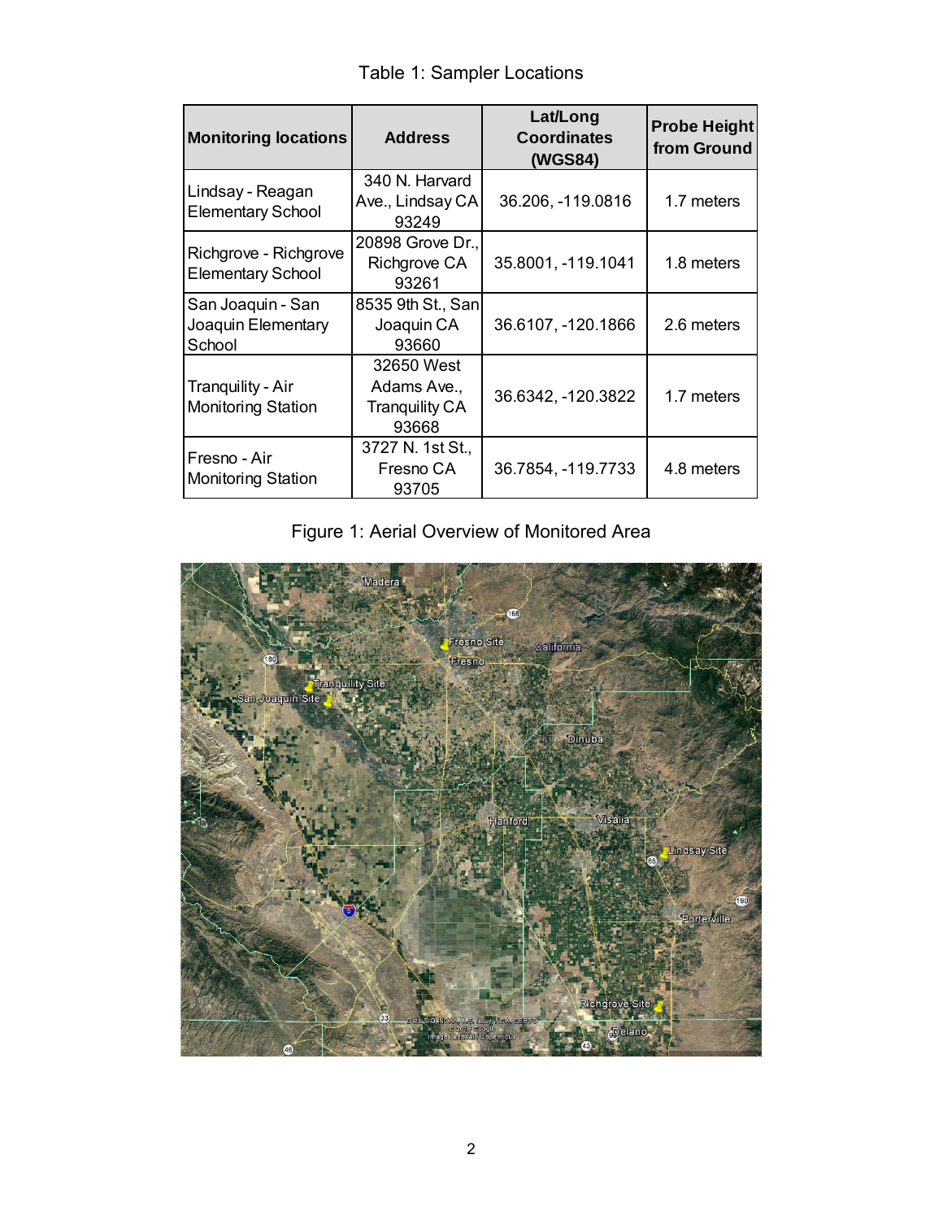Table 1: Sampler Locations

| Monitoring locations | Address | Lat/Long Coordinates (WGS84) | Probe Height from Ground |
|---|---|---|---|
| Lindsay - Reagan Elementary School | 340 N. Harvard Ave., Lindsay CA 93249 | 36.206, -119.0816 | 1.7 meters |
| Richgrove - Richgrove Elementary School | 20898 Grove Dr., Richgrove CA 93261 | 35.8001, -119.1041 | 1.8 meters |
| San Joaquin - San Joaquin Elementary School | 8535 9th St., San Joaquin CA 93660 | 36.6107, -120.1866 | 2.6 meters |
| Tranquility - Air Monitoring Station | 32650 West Adams Ave., Tranquility CA 93668 | 36.6342, -120.3822 | 1.7 meters |
| Fresno - Air Monitoring Station | 3727 N. 1st St., Fresno CA 93705 | 36.7854, -119.7733 | 4.8 meters |

Figure 1: Aerial Overview of Monitored Area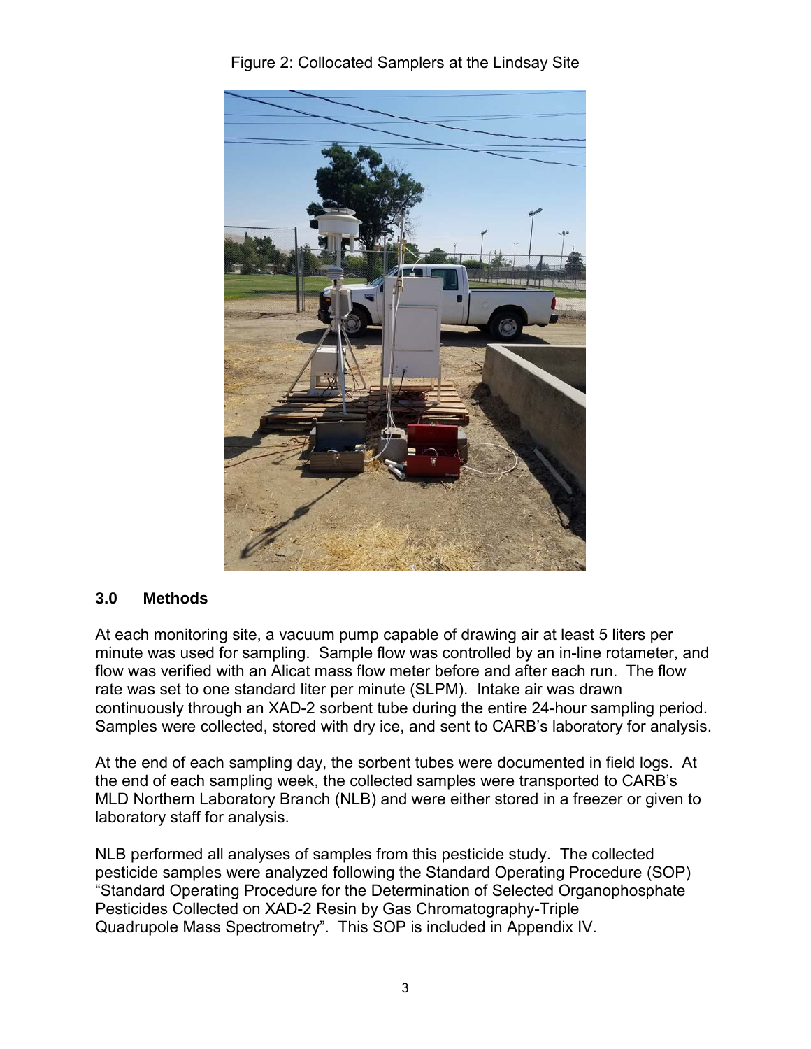Figure 2: Collocated Samplers at the Lindsay Site

## 3.0 Methods

At each monitoring site, a vacuum pump capable of drawing air at least 5 liters per minute was used for sampling. Sample flow was controlled by an in-line rotameter, and flow was verified with an Alicat mass flow meter before and after each run. The flow rate was set to one standard liter per minute (SLPM). Intake air was drawn continuously through an XAD-2 sorbent tube during the entire 24-hour sampling period. Samples were collected, stored with dry ice, and sent to CARB's laboratory for analysis.

At the end of each sampling day, the sorbent tubes were documented in field logs. At the end of each sampling week, the collected samples were transported to CARB's MLD Northern Laboratory Branch (NLB) and were either stored in a freezer or given to laboratory staff for analysis.

NLB performed all analyses of samples from this pesticide study. The collected pesticide samples were analyzed following the Standard Operating Procedure (SOP) "Standard Operating Procedure for the Determination of Selected Organophosphate Pesticides Collected on XAD-2 Resin by Gas Chromatography-Triple Quadrupole Mass Spectrometry". This SOP is included in Appendix IV.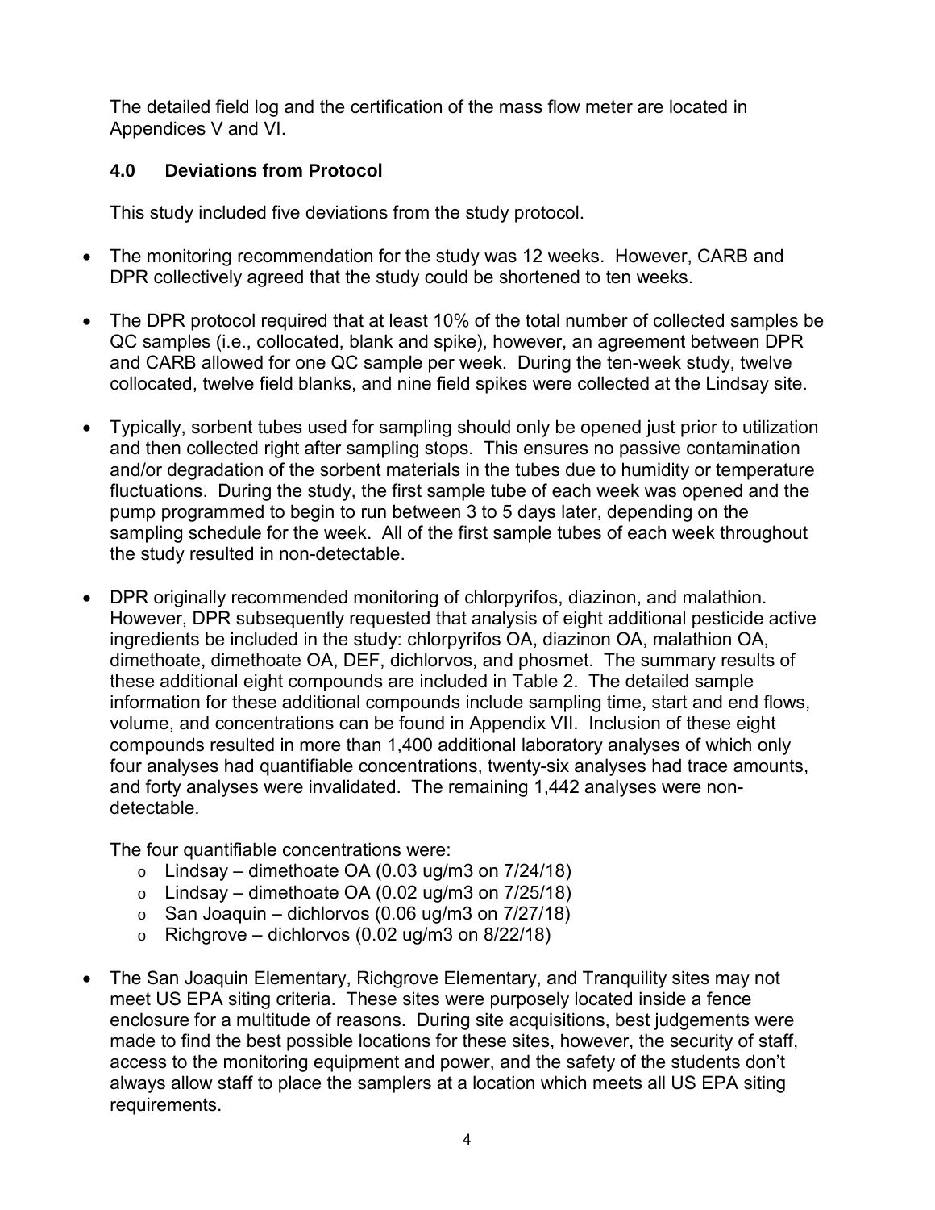The detailed field log and the certification of the mass flow meter are located in Appendices V and VI.

### 4.0 Deviations from Protocol

This study included five deviations from the study protocol.

- The monitoring recommendation for the study was 12 weeks. However, CARB and DPR collectively agreed that the study could be shortened to ten weeks.

- The DPR protocol required that at least 10% of the total number of collected samples be QC samples (i.e., collocated, blank and spike), however, an agreement between DPR and CARB allowed for one QC sample per week. During the ten-week study, twelve collocated, twelve field blanks, and nine field spikes were collected at the Lindsay site.

- Typically, sorbent tubes used for sampling should only be opened just prior to utilization and then collected right after sampling stops. This ensures no passive contamination and/or degradation of the sorbent materials in the tubes due to humidity or temperature fluctuations. During the study, the first sample tube of each week was opened and the pump programmed to begin to run between 3 to 5 days later, depending on the sampling schedule for the week. All of the first sample tubes of each week throughout the study resulted in non-detectable.

- DPR originally recommended monitoring of chlorpyrifos, diazinon, and malathion. However, DPR subsequently requested that analysis of eight additional pesticide active ingredients be included in the study: chlorpyrifos OA, diazinon OA, malathion OA, dimethoate, dimethoate OA, DEF, dichlorvos, and phosmet. The summary results of these additional eight compounds are included in Table 2. The detailed sample information for these additional compounds include sampling time, start and end flows, volume, and concentrations can be found in Appendix VII. Inclusion of these eight compounds resulted in more than 1,400 additional laboratory analyses of which only four analyses had quantifiable concentrations, twenty-six analyses had trace amounts, and forty analyses were invalidated. The remaining 1,442 analyses were non-detectable.

  The four quantifiable concentrations were:
  - Lindsay – dimethoate OA (0.03 ug/m3 on 7/24/18)
  - Lindsay – dimethoate OA (0.02 ug/m3 on 7/25/18)
  - San Joaquin – dichlorvos (0.06 ug/m3 on 7/27/18)
  - Richgrove – dichlorvos (0.02 ug/m3 on 8/22/18)

- The San Joaquin Elementary, Richgrove Elementary, and Tranquility sites may not meet US EPA siting criteria. These sites were purposely located inside a fence enclosure for a multitude of reasons. During site acquisitions, best judgements were made to find the best possible locations for these sites, however, the security of staff, access to the monitoring equipment and power, and the safety of the students don't always allow staff to place the samplers at a location which meets all US EPA siting requirements.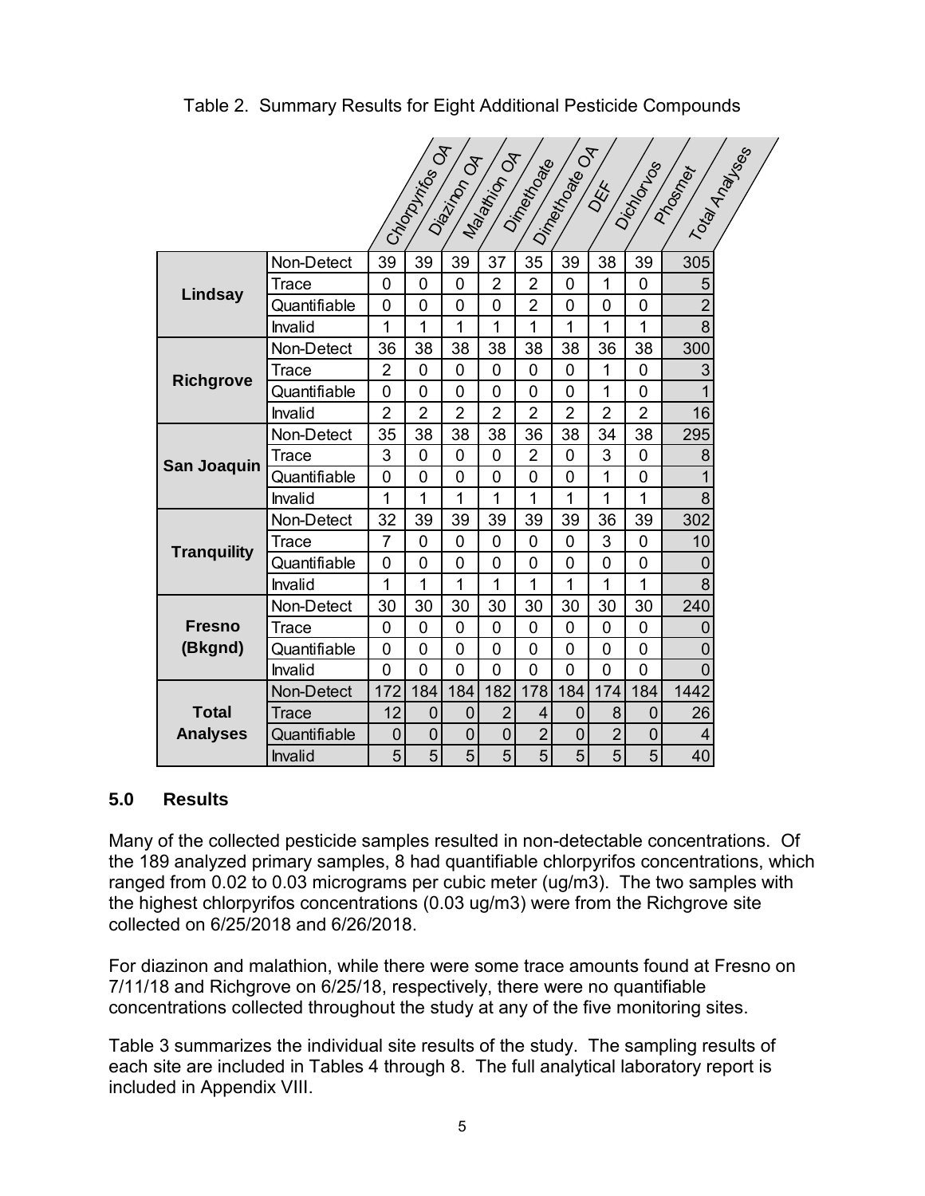Table 2. Summary Results for Eight Additional Pesticide Compounds

| | | Chlorpyrifos OA | Diazinon OA | Malathion OA | Dimethoate | Dimethoate OA | DEF | Dichlorvos | Phosmet | Total Analyses |
|---|---|---|---|---|---|---|---|---|---|---|
| **Lindsay** | Non-Detect | 39 | 39 | 39 | 37 | 35 | 39 | 38 | 39 | 305 |
| | Trace | 0 | 0 | 0 | 2 | 2 | 0 | 1 | 0 | 5 |
| | Quantifiable | 0 | 0 | 0 | 0 | 2 | 0 | 0 | 0 | 2 |
| | Invalid | 1 | 1 | 1 | 1 | 1 | 1 | 1 | 1 | 8 |
| **Richgrove** | Non-Detect | 36 | 38 | 38 | 38 | 38 | 38 | 36 | 38 | 300 |
| | Trace | 2 | 0 | 0 | 0 | 0 | 0 | 1 | 0 | 3 |
| | Quantifiable | 0 | 0 | 0 | 0 | 0 | 0 | 1 | 0 | 1 |
| | Invalid | 2 | 2 | 2 | 2 | 2 | 2 | 2 | 2 | 16 |
| **San Joaquin** | Non-Detect | 35 | 38 | 38 | 38 | 36 | 38 | 34 | 38 | 295 |
| | Trace | 3 | 0 | 0 | 0 | 2 | 0 | 3 | 0 | 8 |
| | Quantifiable | 0 | 0 | 0 | 0 | 0 | 0 | 1 | 0 | 1 |
| | Invalid | 1 | 1 | 1 | 1 | 1 | 1 | 1 | 1 | 8 |
| **Tranquility** | Non-Detect | 32 | 39 | 39 | 39 | 39 | 39 | 36 | 39 | 302 |
| | Trace | 7 | 0 | 0 | 0 | 0 | 0 | 3 | 0 | 10 |
| | Quantifiable | 0 | 0 | 0 | 0 | 0 | 0 | 0 | 0 | 0 |
| | Invalid | 1 | 1 | 1 | 1 | 1 | 1 | 1 | 1 | 8 |
| **Fresno (Bkgnd)** | Non-Detect | 30 | 30 | 30 | 30 | 30 | 30 | 30 | 30 | 240 |
| | Trace | 0 | 0 | 0 | 0 | 0 | 0 | 0 | 0 | 0 |
| | Quantifiable | 0 | 0 | 0 | 0 | 0 | 0 | 0 | 0 | 0 |
| | Invalid | 0 | 0 | 0 | 0 | 0 | 0 | 0 | 0 | 0 |
| **Total Analyses** | Non-Detect | 172 | 184 | 184 | 182 | 178 | 184 | 174 | 184 | 1442 |
| | Trace | 12 | 0 | 0 | 2 | 4 | 0 | 8 | 0 | 26 |
| | Quantifiable | 0 | 0 | 0 | 0 | 2 | 0 | 2 | 0 | 4 |
| | Invalid | 5 | 5 | 5 | 5 | 5 | 5 | 5 | 5 | 40 |

## 5.0 Results

Many of the collected pesticide samples resulted in non-detectable concentrations. Of the 189 analyzed primary samples, 8 had quantifiable chlorpyrifos concentrations, which ranged from 0.02 to 0.03 micrograms per cubic meter (ug/m3). The two samples with the highest chlorpyrifos concentrations (0.03 ug/m3) were from the Richgrove site collected on 6/25/2018 and 6/26/2018.

For diazinon and malathion, while there were some trace amounts found at Fresno on 7/11/18 and Richgrove on 6/25/18, respectively, there were no quantifiable concentrations collected throughout the study at any of the five monitoring sites.

Table 3 summarizes the individual site results of the study. The sampling results of each site are included in Tables 4 through 8. The full analytical laboratory report is included in Appendix VIII.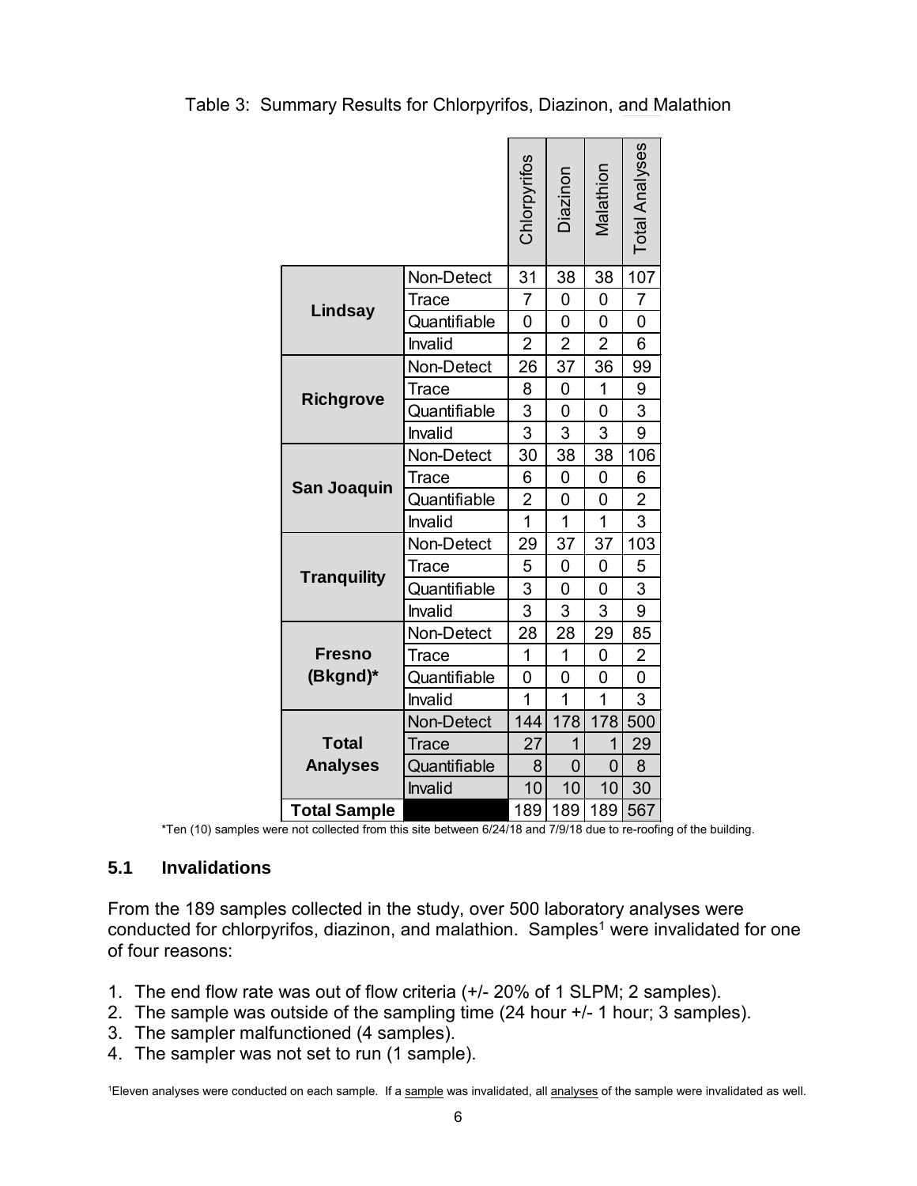Table 3: Summary Results for Chlorpyrifos, Diazinon, and Malathion

| | | Chlorpyrifos | Diazinon | Malathion | Total Analyses |
|---|---|---|---|---|---|
| **Lindsay** | Non-Detect | 31 | 38 | 38 | 107 |
| | Trace | 7 | 0 | 0 | 7 |
| | Quantifiable | 0 | 0 | 0 | 0 |
| | Invalid | 2 | 2 | 2 | 6 |
| **Richgrove** | Non-Detect | 26 | 37 | 36 | 99 |
| | Trace | 8 | 0 | 1 | 9 |
| | Quantifiable | 3 | 0 | 0 | 3 |
| | Invalid | 3 | 3 | 3 | 9 |
| **San Joaquin** | Non-Detect | 30 | 38 | 38 | 106 |
| | Trace | 6 | 0 | 0 | 6 |
| | Quantifiable | 2 | 0 | 0 | 2 |
| | Invalid | 1 | 1 | 1 | 3 |
| **Tranquility** | Non-Detect | 29 | 37 | 37 | 103 |
| | Trace | 5 | 0 | 0 | 5 |
| | Quantifiable | 3 | 0 | 0 | 3 |
| | Invalid | 3 | 3 | 3 | 9 |
| **Fresno (Bkgnd)*** | Non-Detect | 28 | 28 | 29 | 85 |
| | Trace | 1 | 1 | 0 | 2 |
| | Quantifiable | 0 | 0 | 0 | 0 |
| | Invalid | 1 | 1 | 1 | 3 |
| **Total Analyses** | Non-Detect | 144 | 178 | 178 | 500 |
| | Trace | 27 | 1 | 1 | 29 |
| | Quantifiable | 8 | 0 | 0 | 8 |
| | Invalid | 10 | 10 | 10 | 30 |
| **Total Sample** | | 189 | 189 | 189 | 567 |

*Ten (10) samples were not collected from this site between 6/24/18 and 7/9/18 due to re-roofing of the building.

## 5.1 Invalidations

From the 189 samples collected in the study, over 500 laboratory analyses were conducted for chlorpyrifos, diazinon, and malathion. Samples[1] were invalidated for one of four reasons:

1. The end flow rate was out of flow criteria (+/- 20% of 1 SLPM; 2 samples).
2. The sample was outside of the sampling time (24 hour +/- 1 hour; 3 samples).
3. The sampler malfunctioned (4 samples).
4. The sampler was not set to run (1 sample).

[1]Eleven analyses were conducted on each sample. If a sample was invalidated, all analyses of the sample were invalidated as well.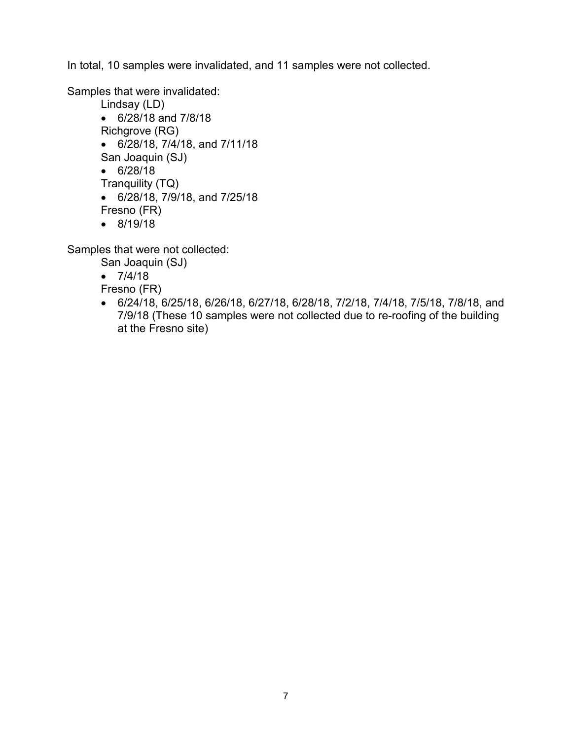In total, 10 samples were invalidated, and 11 samples were not collected.

Samples that were invalidated:

Lindsay (LD)

- 6/28/18 and 7/8/18

Richgrove (RG)

- 6/28/18, 7/4/18, and 7/11/18

San Joaquin (SJ)

- 6/28/18

Tranquility (TQ)

- 6/28/18, 7/9/18, and 7/25/18

Fresno (FR)

- 8/19/18

Samples that were not collected:

San Joaquin (SJ)

- 7/4/18

Fresno (FR)

- 6/24/18, 6/25/18, 6/26/18, 6/27/18, 6/28/18, 7/2/18, 7/4/18, 7/5/18, 7/8/18, and 7/9/18 (These 10 samples were not collected due to re-roofing of the building at the Fresno site)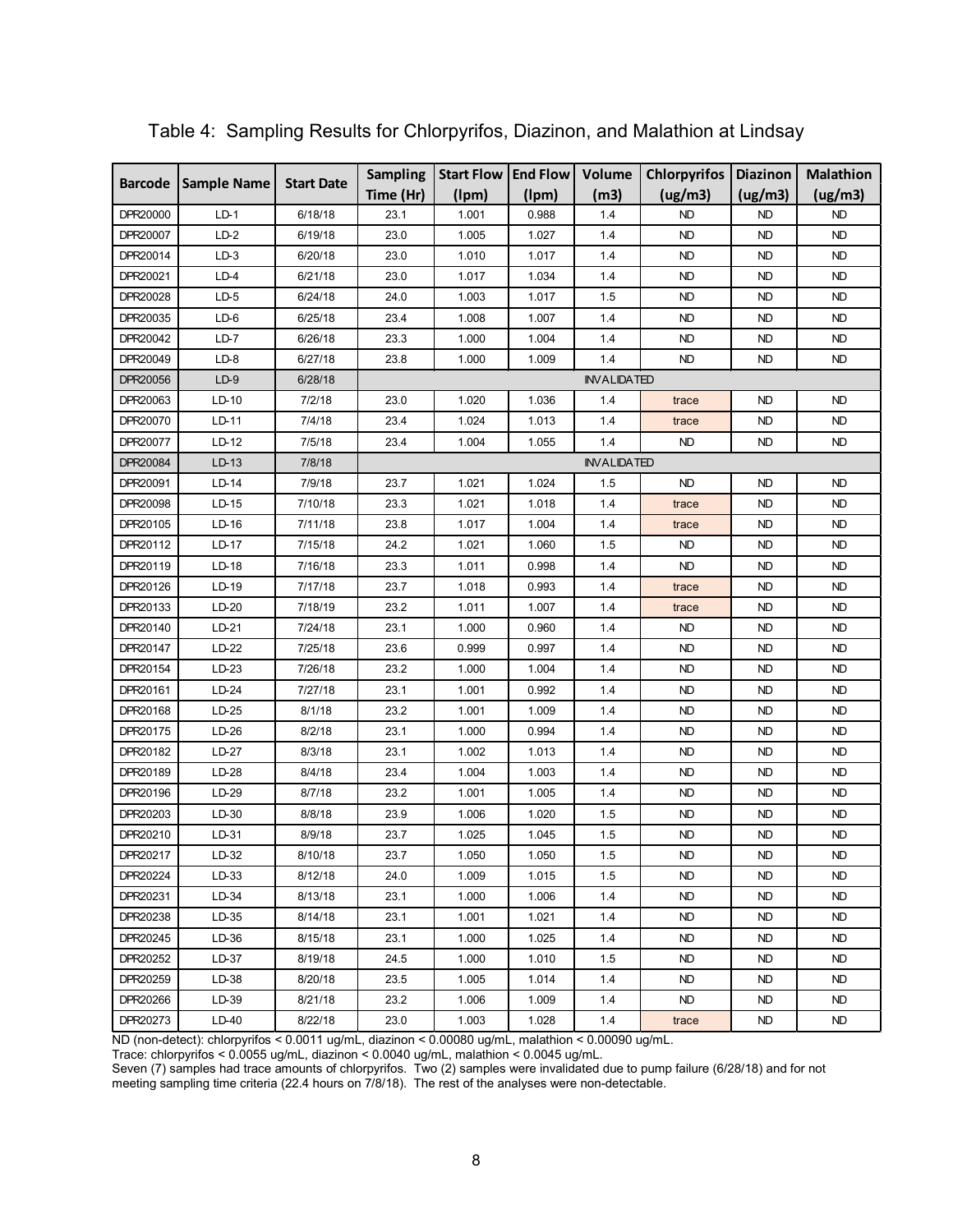Table 4: Sampling Results for Chlorpyrifos, Diazinon, and Malathion at Lindsay

| Barcode | Sample Name | Start Date | Sampling Time (Hr) | Start Flow (lpm) | End Flow (lpm) | Volume (m3) | Chlorpyrifos (ug/m3) | Diazinon (ug/m3) | Malathion (ug/m3) |
|---|---|---|---|---|---|---|---|---|---|
| DPR20000 | LD-1 | 6/18/18 | 23.1 | 1.001 | 0.988 | 1.4 | ND | ND | ND |
| DPR20007 | LD-2 | 6/19/18 | 23.0 | 1.005 | 1.027 | 1.4 | ND | ND | ND |
| DPR20014 | LD-3 | 6/20/18 | 23.0 | 1.010 | 1.017 | 1.4 | ND | ND | ND |
| DPR20021 | LD-4 | 6/21/18 | 23.0 | 1.017 | 1.034 | 1.4 | ND | ND | ND |
| DPR20028 | LD-5 | 6/24/18 | 24.0 | 1.003 | 1.017 | 1.5 | ND | ND | ND |
| DPR20035 | LD-6 | 6/25/18 | 23.4 | 1.008 | 1.007 | 1.4 | ND | ND | ND |
| DPR20042 | LD-7 | 6/26/18 | 23.3 | 1.000 | 1.004 | 1.4 | ND | ND | ND |
| DPR20049 | LD-8 | 6/27/18 | 23.8 | 1.000 | 1.009 | 1.4 | ND | ND | ND |
| DPR20056 | LD-9 | 6/28/18 | INVALIDATED | | | | | | |
| DPR20063 | LD-10 | 7/2/18 | 23.0 | 1.020 | 1.036 | 1.4 | trace | ND | ND |
| DPR20070 | LD-11 | 7/4/18 | 23.4 | 1.024 | 1.013 | 1.4 | trace | ND | ND |
| DPR20077 | LD-12 | 7/5/18 | 23.4 | 1.004 | 1.055 | 1.4 | ND | ND | ND |
| DPR20084 | LD-13 | 7/8/18 | INVALIDATED | | | | | | |
| DPR20091 | LD-14 | 7/9/18 | 23.7 | 1.021 | 1.024 | 1.5 | ND | ND | ND |
| DPR20098 | LD-15 | 7/10/18 | 23.3 | 1.021 | 1.018 | 1.4 | trace | ND | ND |
| DPR20105 | LD-16 | 7/11/18 | 23.8 | 1.017 | 1.004 | 1.4 | trace | ND | ND |
| DPR20112 | LD-17 | 7/15/18 | 24.2 | 1.021 | 1.060 | 1.5 | ND | ND | ND |
| DPR20119 | LD-18 | 7/16/18 | 23.3 | 1.011 | 0.998 | 1.4 | ND | ND | ND |
| DPR20126 | LD-19 | 7/17/18 | 23.7 | 1.018 | 0.993 | 1.4 | trace | ND | ND |
| DPR20133 | LD-20 | 7/18/19 | 23.2 | 1.011 | 1.007 | 1.4 | trace | ND | ND |
| DPR20140 | LD-21 | 7/24/18 | 23.1 | 1.000 | 0.960 | 1.4 | ND | ND | ND |
| DPR20147 | LD-22 | 7/25/18 | 23.6 | 0.999 | 0.997 | 1.4 | ND | ND | ND |
| DPR20154 | LD-23 | 7/26/18 | 23.2 | 1.000 | 1.004 | 1.4 | ND | ND | ND |
| DPR20161 | LD-24 | 7/27/18 | 23.1 | 1.001 | 0.992 | 1.4 | ND | ND | ND |
| DPR20168 | LD-25 | 8/1/18 | 23.2 | 1.001 | 1.009 | 1.4 | ND | ND | ND |
| DPR20175 | LD-26 | 8/2/18 | 23.1 | 1.000 | 0.994 | 1.4 | ND | ND | ND |
| DPR20182 | LD-27 | 8/3/18 | 23.1 | 1.002 | 1.013 | 1.4 | ND | ND | ND |
| DPR20189 | LD-28 | 8/4/18 | 23.4 | 1.004 | 1.003 | 1.4 | ND | ND | ND |
| DPR20196 | LD-29 | 8/7/18 | 23.2 | 1.001 | 1.005 | 1.4 | ND | ND | ND |
| DPR20203 | LD-30 | 8/8/18 | 23.9 | 1.006 | 1.020 | 1.5 | ND | ND | ND |
| DPR20210 | LD-31 | 8/9/18 | 23.7 | 1.025 | 1.045 | 1.5 | ND | ND | ND |
| DPR20217 | LD-32 | 8/10/18 | 23.7 | 1.050 | 1.050 | 1.5 | ND | ND | ND |
| DPR20224 | LD-33 | 8/12/18 | 24.0 | 1.009 | 1.015 | 1.5 | ND | ND | ND |
| DPR20231 | LD-34 | 8/13/18 | 23.1 | 1.000 | 1.006 | 1.4 | ND | ND | ND |
| DPR20238 | LD-35 | 8/14/18 | 23.1 | 1.001 | 1.021 | 1.4 | ND | ND | ND |
| DPR20245 | LD-36 | 8/15/18 | 23.1 | 1.000 | 1.025 | 1.4 | ND | ND | ND |
| DPR20252 | LD-37 | 8/19/18 | 24.5 | 1.000 | 1.010 | 1.5 | ND | ND | ND |
| DPR20259 | LD-38 | 8/20/18 | 23.5 | 1.005 | 1.014 | 1.4 | ND | ND | ND |
| DPR20266 | LD-39 | 8/21/18 | 23.2 | 1.006 | 1.009 | 1.4 | ND | ND | ND |
| DPR20273 | LD-40 | 8/22/18 | 23.0 | 1.003 | 1.028 | 1.4 | trace | ND | ND |

ND (non-detect): chlorpyrifos < 0.0011 ug/mL, diazinon < 0.00080 ug/mL, malathion < 0.00090 ug/mL.
Trace: chlorpyrifos < 0.0055 ug/mL, diazinon < 0.0040 ug/mL, malathion < 0.0045 ug/mL.
Seven (7) samples had trace amounts of chlorpyrifos. Two (2) samples were invalidated due to pump failure (6/28/18) and for not meeting sampling time criteria (22.4 hours on 7/8/18). The rest of the analyses were non-detectable.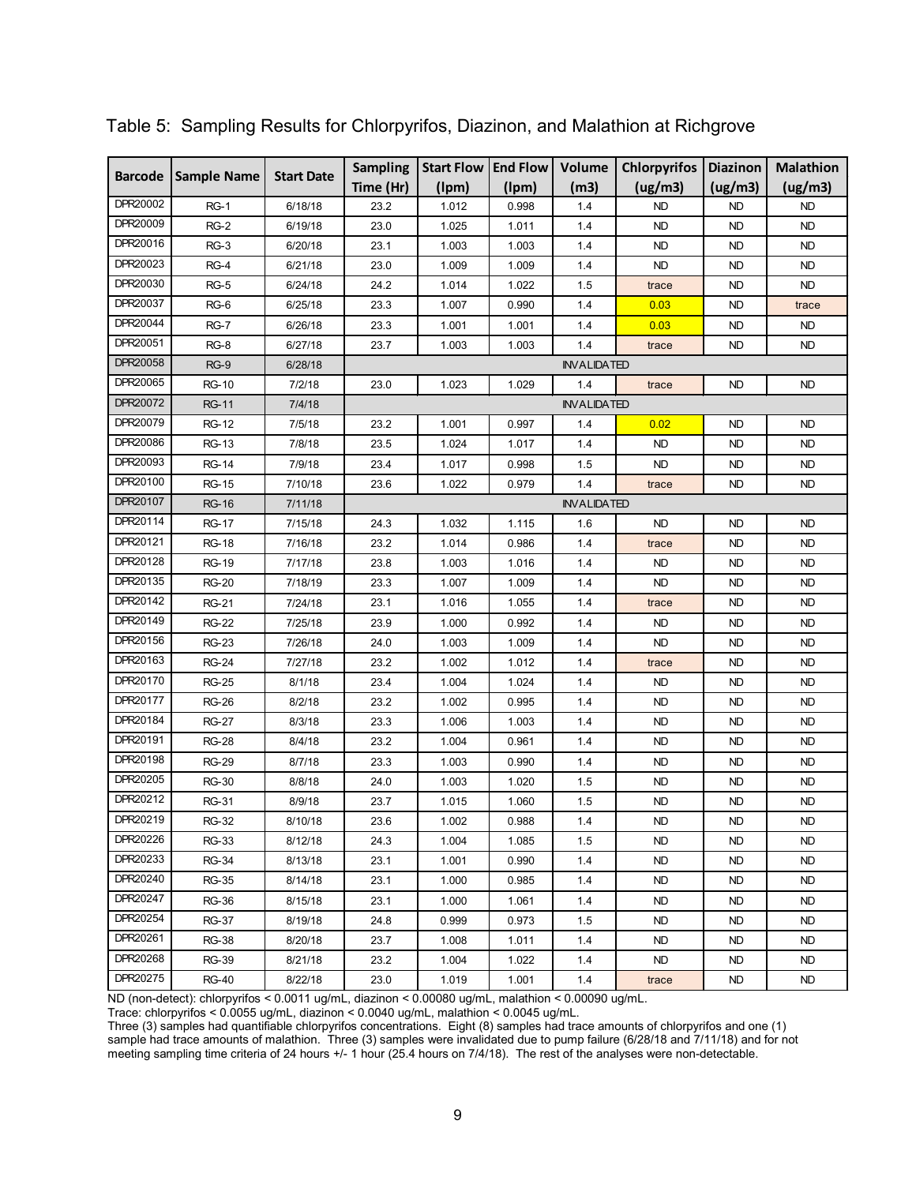Table 5: Sampling Results for Chlorpyrifos, Diazinon, and Malathion at Richgrove

| Barcode | Sample Name | Start Date | Sampling Time (Hr) | Start Flow (lpm) | End Flow (lpm) | Volume (m3) | Chlorpyrifos (ug/m3) | Diazinon (ug/m3) | Malathion (ug/m3) |
|---|---|---|---|---|---|---|---|---|---|
| DPR20002 | RG-1 | 6/18/18 | 23.2 | 1.012 | 0.998 | 1.4 | ND | ND | ND |
| DPR20009 | RG-2 | 6/19/18 | 23.0 | 1.025 | 1.011 | 1.4 | ND | ND | ND |
| DPR20016 | RG-3 | 6/20/18 | 23.1 | 1.003 | 1.003 | 1.4 | ND | ND | ND |
| DPR20023 | RG-4 | 6/21/18 | 23.0 | 1.009 | 1.009 | 1.4 | ND | ND | ND |
| DPR20030 | RG-5 | 6/24/18 | 24.2 | 1.014 | 1.022 | 1.5 | trace | ND | ND |
| DPR20037 | RG-6 | 6/25/18 | 23.3 | 1.007 | 0.990 | 1.4 | 0.03 | ND | trace |
| DPR20044 | RG-7 | 6/26/18 | 23.3 | 1.001 | 1.001 | 1.4 | 0.03 | ND | ND |
| DPR20051 | RG-8 | 6/27/18 | 23.7 | 1.003 | 1.003 | 1.4 | trace | ND | ND |
| DPR20058 | RG-9 | 6/28/18 | INVALIDATED | | | | | | |
| DPR20065 | RG-10 | 7/2/18 | 23.0 | 1.023 | 1.029 | 1.4 | trace | ND | ND |
| DPR20072 | RG-11 | 7/4/18 | INVALIDATED | | | | | | |
| DPR20079 | RG-12 | 7/5/18 | 23.2 | 1.001 | 0.997 | 1.4 | 0.02 | ND | ND |
| DPR20086 | RG-13 | 7/8/18 | 23.5 | 1.024 | 1.017 | 1.4 | ND | ND | ND |
| DPR20093 | RG-14 | 7/9/18 | 23.4 | 1.017 | 0.998 | 1.5 | ND | ND | ND |
| DPR20100 | RG-15 | 7/10/18 | 23.6 | 1.022 | 0.979 | 1.4 | trace | ND | ND |
| DPR20107 | RG-16 | 7/11/18 | INVALIDATED | | | | | | |
| DPR20114 | RG-17 | 7/15/18 | 24.3 | 1.032 | 1.115 | 1.6 | ND | ND | ND |
| DPR20121 | RG-18 | 7/16/18 | 23.2 | 1.014 | 0.986 | 1.4 | trace | ND | ND |
| DPR20128 | RG-19 | 7/17/18 | 23.8 | 1.003 | 1.016 | 1.4 | ND | ND | ND |
| DPR20135 | RG-20 | 7/18/19 | 23.3 | 1.007 | 1.009 | 1.4 | ND | ND | ND |
| DPR20142 | RG-21 | 7/24/18 | 23.1 | 1.016 | 1.055 | 1.4 | trace | ND | ND |
| DPR20149 | RG-22 | 7/25/18 | 23.9 | 1.000 | 0.992 | 1.4 | ND | ND | ND |
| DPR20156 | RG-23 | 7/26/18 | 24.0 | 1.003 | 1.009 | 1.4 | ND | ND | ND |
| DPR20163 | RG-24 | 7/27/18 | 23.2 | 1.002 | 1.012 | 1.4 | trace | ND | ND |
| DPR20170 | RG-25 | 8/1/18 | 23.4 | 1.004 | 1.024 | 1.4 | ND | ND | ND |
| DPR20177 | RG-26 | 8/2/18 | 23.2 | 1.002 | 0.995 | 1.4 | ND | ND | ND |
| DPR20184 | RG-27 | 8/3/18 | 23.3 | 1.006 | 1.003 | 1.4 | ND | ND | ND |
| DPR20191 | RG-28 | 8/4/18 | 23.2 | 1.004 | 0.961 | 1.4 | ND | ND | ND |
| DPR20198 | RG-29 | 8/7/18 | 23.3 | 1.003 | 0.990 | 1.4 | ND | ND | ND |
| DPR20205 | RG-30 | 8/8/18 | 24.0 | 1.003 | 1.020 | 1.5 | ND | ND | ND |
| DPR20212 | RG-31 | 8/9/18 | 23.7 | 1.015 | 1.060 | 1.5 | ND | ND | ND |
| DPR20219 | RG-32 | 8/10/18 | 23.6 | 1.002 | 0.988 | 1.4 | ND | ND | ND |
| DPR20226 | RG-33 | 8/12/18 | 24.3 | 1.004 | 1.085 | 1.5 | ND | ND | ND |
| DPR20233 | RG-34 | 8/13/18 | 23.1 | 1.001 | 0.990 | 1.4 | ND | ND | ND |
| DPR20240 | RG-35 | 8/14/18 | 23.1 | 1.000 | 0.985 | 1.4 | ND | ND | ND |
| DPR20247 | RG-36 | 8/15/18 | 23.1 | 1.000 | 1.061 | 1.4 | ND | ND | ND |
| DPR20254 | RG-37 | 8/19/18 | 24.8 | 0.999 | 0.973 | 1.5 | ND | ND | ND |
| DPR20261 | RG-38 | 8/20/18 | 23.7 | 1.008 | 1.011 | 1.4 | ND | ND | ND |
| DPR20268 | RG-39 | 8/21/18 | 23.2 | 1.004 | 1.022 | 1.4 | ND | ND | ND |
| DPR20275 | RG-40 | 8/22/18 | 23.0 | 1.019 | 1.001 | 1.4 | trace | ND | ND |

ND (non-detect): chlorpyrifos < 0.0011 ug/mL, diazinon < 0.00080 ug/mL, malathion < 0.00090 ug/mL.

Trace: chlorpyrifos < 0.0055 ug/mL, diazinon < 0.0040 ug/mL, malathion < 0.0045 ug/mL.

Three (3) samples had quantifiable chlorpyrifos concentrations. Eight (8) samples had trace amounts of chlorpyrifos and one (1) sample had trace amounts of malathion. Three (3) samples were invalidated due to pump failure (6/28/18 and 7/11/18) and for not meeting sampling time criteria of 24 hours +/- 1 hour (25.4 hours on 7/4/18). The rest of the analyses were non-detectable.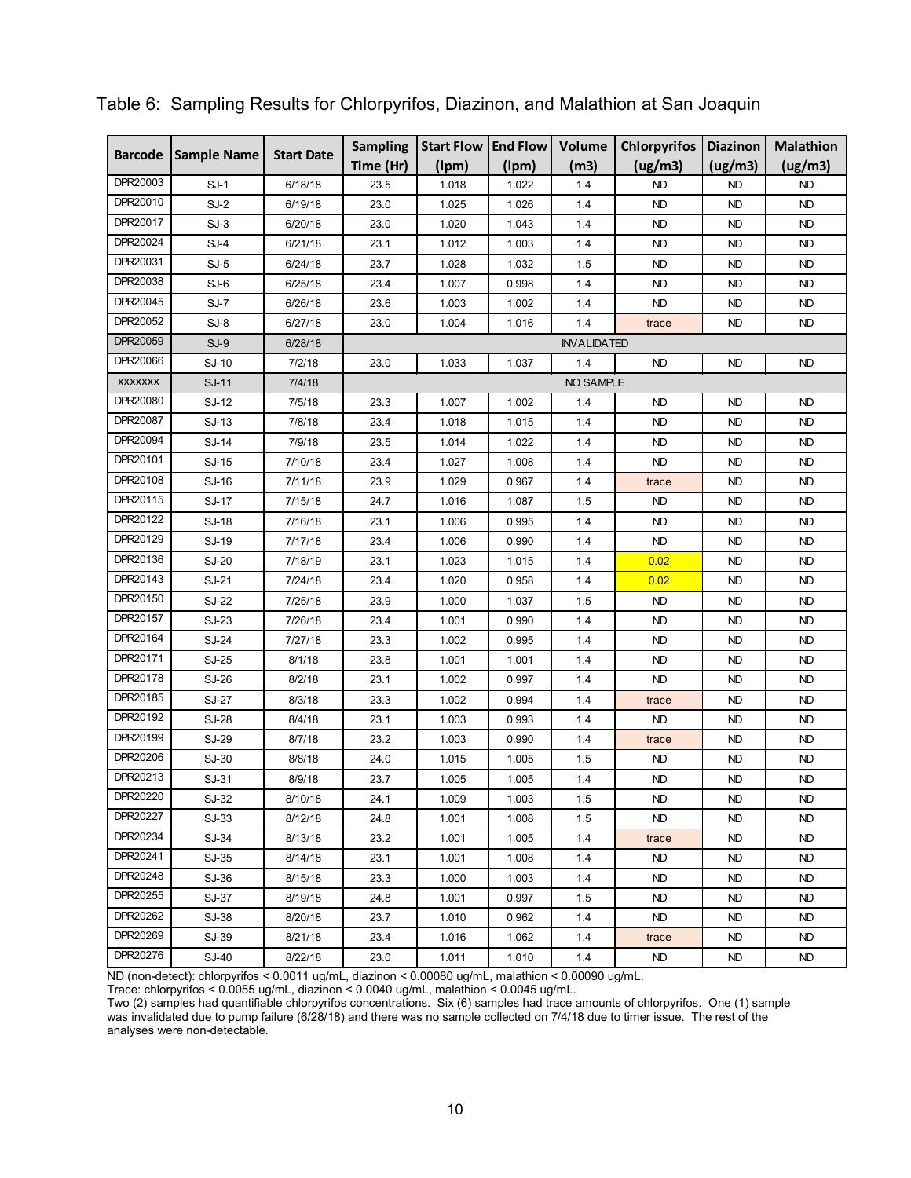Table 6: Sampling Results for Chlorpyrifos, Diazinon, and Malathion at San Joaquin

| Barcode | Sample Name | Start Date | Sampling Time (Hr) | Start Flow (lpm) | End Flow (lpm) | Volume (m3) | Chlorpyrifos (ug/m3) | Diazinon (ug/m3) | Malathion (ug/m3) |
|---|---|---|---|---|---|---|---|---|---|
| DPR20003 | SJ-1 | 6/18/18 | 23.5 | 1.018 | 1.022 | 1.4 | ND | ND | ND |
| DPR20010 | SJ-2 | 6/19/18 | 23.0 | 1.025 | 1.026 | 1.4 | ND | ND | ND |
| DPR20017 | SJ-3 | 6/20/18 | 23.0 | 1.020 | 1.043 | 1.4 | ND | ND | ND |
| DPR20024 | SJ-4 | 6/21/18 | 23.1 | 1.012 | 1.003 | 1.4 | ND | ND | ND |
| DPR20031 | SJ-5 | 6/24/18 | 23.7 | 1.028 | 1.032 | 1.5 | ND | ND | ND |
| DPR20038 | SJ-6 | 6/25/18 | 23.4 | 1.007 | 0.998 | 1.4 | ND | ND | ND |
| DPR20045 | SJ-7 | 6/26/18 | 23.6 | 1.003 | 1.002 | 1.4 | ND | ND | ND |
| DPR20052 | SJ-8 | 6/27/18 | 23.0 | 1.004 | 1.016 | 1.4 | trace | ND | ND |
| DPR20059 | SJ-9 | 6/28/18 | INVALIDATED | | | | | | |
| DPR20066 | SJ-10 | 7/2/18 | 23.0 | 1.033 | 1.037 | 1.4 | ND | ND | ND |
| xxxxxxx | SJ-11 | 7/4/18 | NO SAMPLE | | | | | | |
| DPR20080 | SJ-12 | 7/5/18 | 23.3 | 1.007 | 1.002 | 1.4 | ND | ND | ND |
| DPR20087 | SJ-13 | 7/8/18 | 23.4 | 1.018 | 1.015 | 1.4 | ND | ND | ND |
| DPR20094 | SJ-14 | 7/9/18 | 23.5 | 1.014 | 1.022 | 1.4 | ND | ND | ND |
| DPR20101 | SJ-15 | 7/10/18 | 23.4 | 1.027 | 1.008 | 1.4 | ND | ND | ND |
| DPR20108 | SJ-16 | 7/11/18 | 23.9 | 1.029 | 0.967 | 1.4 | trace | ND | ND |
| DPR20115 | SJ-17 | 7/15/18 | 24.7 | 1.016 | 1.087 | 1.5 | ND | ND | ND |
| DPR20122 | SJ-18 | 7/16/18 | 23.1 | 1.006 | 0.995 | 1.4 | ND | ND | ND |
| DPR20129 | SJ-19 | 7/17/18 | 23.4 | 1.006 | 0.990 | 1.4 | ND | ND | ND |
| DPR20136 | SJ-20 | 7/18/19 | 23.1 | 1.023 | 1.015 | 1.4 | 0.02 | ND | ND |
| DPR20143 | SJ-21 | 7/24/18 | 23.4 | 1.020 | 0.958 | 1.4 | 0.02 | ND | ND |
| DPR20150 | SJ-22 | 7/25/18 | 23.9 | 1.000 | 1.037 | 1.5 | ND | ND | ND |
| DPR20157 | SJ-23 | 7/26/18 | 23.4 | 1.001 | 0.990 | 1.4 | ND | ND | ND |
| DPR20164 | SJ-24 | 7/27/18 | 23.3 | 1.002 | 0.995 | 1.4 | ND | ND | ND |
| DPR20171 | SJ-25 | 8/1/18 | 23.8 | 1.001 | 1.001 | 1.4 | ND | ND | ND |
| DPR20178 | SJ-26 | 8/2/18 | 23.1 | 1.002 | 0.997 | 1.4 | ND | ND | ND |
| DPR20185 | SJ-27 | 8/3/18 | 23.3 | 1.002 | 0.994 | 1.4 | trace | ND | ND |
| DPR20192 | SJ-28 | 8/4/18 | 23.1 | 1.003 | 0.993 | 1.4 | ND | ND | ND |
| DPR20199 | SJ-29 | 8/7/18 | 23.2 | 1.003 | 0.990 | 1.4 | trace | ND | ND |
| DPR20206 | SJ-30 | 8/8/18 | 24.0 | 1.015 | 1.005 | 1.5 | ND | ND | ND |
| DPR20213 | SJ-31 | 8/9/18 | 23.7 | 1.005 | 1.005 | 1.4 | ND | ND | ND |
| DPR20220 | SJ-32 | 8/10/18 | 24.1 | 1.009 | 1.003 | 1.5 | ND | ND | ND |
| DPR20227 | SJ-33 | 8/12/18 | 24.8 | 1.001 | 1.008 | 1.5 | ND | ND | ND |
| DPR20234 | SJ-34 | 8/13/18 | 23.2 | 1.001 | 1.005 | 1.4 | trace | ND | ND |
| DPR20241 | SJ-35 | 8/14/18 | 23.1 | 1.001 | 1.008 | 1.4 | ND | ND | ND |
| DPR20248 | SJ-36 | 8/15/18 | 23.3 | 1.000 | 1.003 | 1.4 | ND | ND | ND |
| DPR20255 | SJ-37 | 8/19/18 | 24.8 | 1.001 | 0.997 | 1.5 | ND | ND | ND |
| DPR20262 | SJ-38 | 8/20/18 | 23.7 | 1.010 | 0.962 | 1.4 | ND | ND | ND |
| DPR20269 | SJ-39 | 8/21/18 | 23.4 | 1.016 | 1.062 | 1.4 | trace | ND | ND |
| DPR20276 | SJ-40 | 8/22/18 | 23.0 | 1.011 | 1.010 | 1.4 | ND | ND | ND |

ND (non-detect): chlorpyrifos < 0.0011 ug/mL, diazinon < 0.00080 ug/mL, malathion < 0.00090 ug/mL.
Trace: chlorpyrifos < 0.0055 ug/mL, diazinon < 0.0040 ug/mL, malathion < 0.0045 ug/mL.
Two (2) samples had quantifiable chlorpyrifos concentrations. Six (6) samples had trace amounts of chlorpyrifos. One (1) sample was invalidated due to pump failure (6/28/18) and there was no sample collected on 7/4/18 due to timer issue. The rest of the analyses were non-detectable.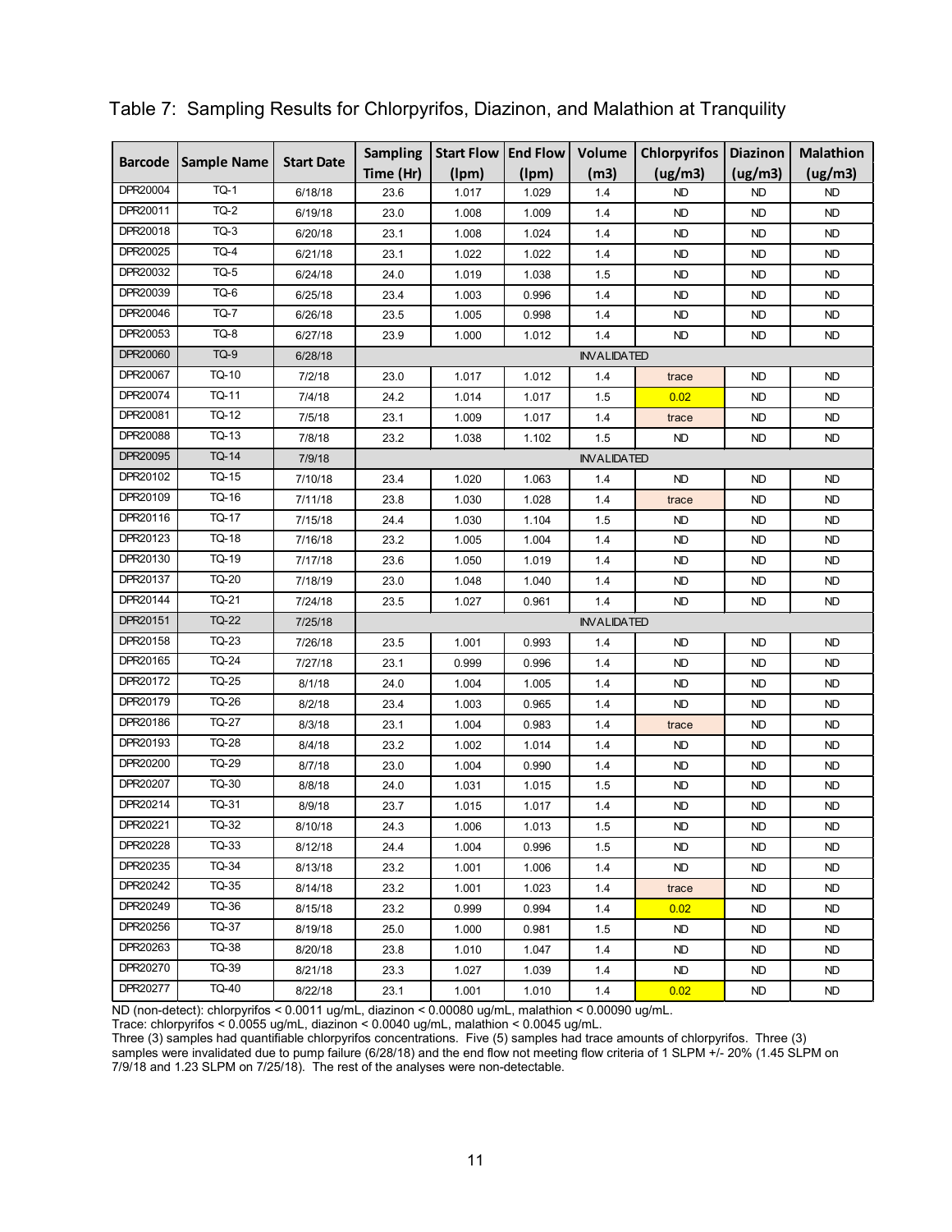Table 7: Sampling Results for Chlorpyrifos, Diazinon, and Malathion at Tranquility

| Barcode | Sample Name | Start Date | Sampling Time (Hr) | Start Flow (lpm) | End Flow (lpm) | Volume (m3) | Chlorpyrifos (ug/m3) | Diazinon (ug/m3) | Malathion (ug/m3) |
|---|---|---|---|---|---|---|---|---|---|
| DPR20004 | TQ-1 | 6/18/18 | 23.6 | 1.017 | 1.029 | 1.4 | ND | ND | ND |
| DPR20011 | TQ-2 | 6/19/18 | 23.0 | 1.008 | 1.009 | 1.4 | ND | ND | ND |
| DPR20018 | TQ-3 | 6/20/18 | 23.1 | 1.008 | 1.024 | 1.4 | ND | ND | ND |
| DPR20025 | TQ-4 | 6/21/18 | 23.1 | 1.022 | 1.022 | 1.4 | ND | ND | ND |
| DPR20032 | TQ-5 | 6/24/18 | 24.0 | 1.019 | 1.038 | 1.5 | ND | ND | ND |
| DPR20039 | TQ-6 | 6/25/18 | 23.4 | 1.003 | 0.996 | 1.4 | ND | ND | ND |
| DPR20046 | TQ-7 | 6/26/18 | 23.5 | 1.005 | 0.998 | 1.4 | ND | ND | ND |
| DPR20053 | TQ-8 | 6/27/18 | 23.9 | 1.000 | 1.012 | 1.4 | ND | ND | ND |
| DPR20060 | TQ-9 | 6/28/18 | INVALIDATED | | | | | | |
| DPR20067 | TQ-10 | 7/2/18 | 23.0 | 1.017 | 1.012 | 1.4 | trace | ND | ND |
| DPR20074 | TQ-11 | 7/4/18 | 24.2 | 1.014 | 1.017 | 1.5 | 0.02 | ND | ND |
| DPR20081 | TQ-12 | 7/5/18 | 23.1 | 1.009 | 1.017 | 1.4 | trace | ND | ND |
| DPR20088 | TQ-13 | 7/8/18 | 23.2 | 1.038 | 1.102 | 1.5 | ND | ND | ND |
| DPR20095 | TQ-14 | 7/9/18 | INVALIDATED | | | | | | |
| DPR20102 | TQ-15 | 7/10/18 | 23.4 | 1.020 | 1.063 | 1.4 | ND | ND | ND |
| DPR20109 | TQ-16 | 7/11/18 | 23.8 | 1.030 | 1.028 | 1.4 | trace | ND | ND |
| DPR20116 | TQ-17 | 7/15/18 | 24.4 | 1.030 | 1.104 | 1.5 | ND | ND | ND |
| DPR20123 | TQ-18 | 7/16/18 | 23.2 | 1.005 | 1.004 | 1.4 | ND | ND | ND |
| DPR20130 | TQ-19 | 7/17/18 | 23.6 | 1.050 | 1.019 | 1.4 | ND | ND | ND |
| DPR20137 | TQ-20 | 7/18/19 | 23.0 | 1.048 | 1.040 | 1.4 | ND | ND | ND |
| DPR20144 | TQ-21 | 7/24/18 | 23.5 | 1.027 | 0.961 | 1.4 | ND | ND | ND |
| DPR20151 | TQ-22 | 7/25/18 | INVALIDATED | | | | | | |
| DPR20158 | TQ-23 | 7/26/18 | 23.5 | 1.001 | 0.993 | 1.4 | ND | ND | ND |
| DPR20165 | TQ-24 | 7/27/18 | 23.1 | 0.999 | 0.996 | 1.4 | ND | ND | ND |
| DPR20172 | TQ-25 | 8/1/18 | 24.0 | 1.004 | 1.005 | 1.4 | ND | ND | ND |
| DPR20179 | TQ-26 | 8/2/18 | 23.4 | 1.003 | 0.965 | 1.4 | ND | ND | ND |
| DPR20186 | TQ-27 | 8/3/18 | 23.1 | 1.004 | 0.983 | 1.4 | trace | ND | ND |
| DPR20193 | TQ-28 | 8/4/18 | 23.2 | 1.002 | 1.014 | 1.4 | ND | ND | ND |
| DPR20200 | TQ-29 | 8/7/18 | 23.0 | 1.004 | 0.990 | 1.4 | ND | ND | ND |
| DPR20207 | TQ-30 | 8/8/18 | 24.0 | 1.031 | 1.015 | 1.5 | ND | ND | ND |
| DPR20214 | TQ-31 | 8/9/18 | 23.7 | 1.015 | 1.017 | 1.4 | ND | ND | ND |
| DPR20221 | TQ-32 | 8/10/18 | 24.3 | 1.006 | 1.013 | 1.5 | ND | ND | ND |
| DPR20228 | TQ-33 | 8/12/18 | 24.4 | 1.004 | 0.996 | 1.5 | ND | ND | ND |
| DPR20235 | TQ-34 | 8/13/18 | 23.2 | 1.001 | 1.006 | 1.4 | ND | ND | ND |
| DPR20242 | TQ-35 | 8/14/18 | 23.2 | 1.001 | 1.023 | 1.4 | trace | ND | ND |
| DPR20249 | TQ-36 | 8/15/18 | 23.2 | 0.999 | 0.994 | 1.4 | 0.02 | ND | ND |
| DPR20256 | TQ-37 | 8/19/18 | 25.0 | 1.000 | 0.981 | 1.5 | ND | ND | ND |
| DPR20263 | TQ-38 | 8/20/18 | 23.8 | 1.010 | 1.047 | 1.4 | ND | ND | ND |
| DPR20270 | TQ-39 | 8/21/18 | 23.3 | 1.027 | 1.039 | 1.4 | ND | ND | ND |
| DPR20277 | TQ-40 | 8/22/18 | 23.1 | 1.001 | 1.010 | 1.4 | 0.02 | ND | ND |

ND (non-detect): chlorpyrifos < 0.0011 ug/mL, diazinon < 0.00080 ug/mL, malathion < 0.00090 ug/mL.
Trace: chlorpyrifos < 0.0055 ug/mL, diazinon < 0.0040 ug/mL, malathion < 0.0045 ug/mL.
Three (3) samples had quantifiable chlorpyrifos concentrations. Five (5) samples had trace amounts of chlorpyrifos. Three (3) samples were invalidated due to pump failure (6/28/18) and the end flow not meeting flow criteria of 1 SLPM +/- 20% (1.45 SLPM on 7/9/18 and 1.23 SLPM on 7/25/18). The rest of the analyses were non-detectable.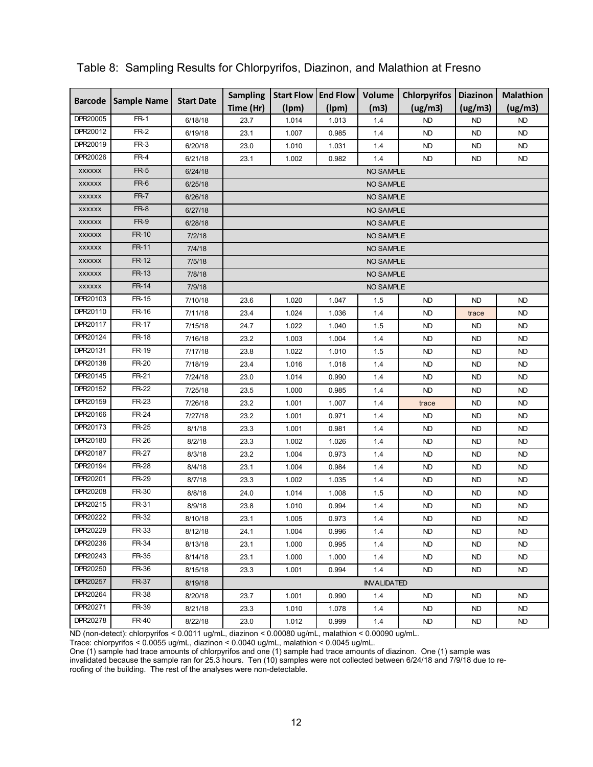Table 8: Sampling Results for Chlorpyrifos, Diazinon, and Malathion at Fresno

| Barcode | Sample Name | Start Date | Sampling Time (Hr) | Start Flow (lpm) | End Flow (lpm) | Volume (m3) | Chlorpyrifos (ug/m3) | Diazinon (ug/m3) | Malathion (ug/m3) |
|---|---|---|---|---|---|---|---|---|---|
| DPR20005 | FR-1 | 6/18/18 | 23.7 | 1.014 | 1.013 | 1.4 | ND | ND | ND |
| DPR20012 | FR-2 | 6/19/18 | 23.1 | 1.007 | 0.985 | 1.4 | ND | ND | ND |
| DPR20019 | FR-3 | 6/20/18 | 23.0 | 1.010 | 1.031 | 1.4 | ND | ND | ND |
| DPR20026 | FR-4 | 6/21/18 | 23.1 | 1.002 | 0.982 | 1.4 | ND | ND | ND |
| xxxxxx | FR-5 | 6/24/18 | NO SAMPLE | | | | | | |
| xxxxxx | FR-6 | 6/25/18 | NO SAMPLE | | | | | | |
| xxxxxx | FR-7 | 6/26/18 | NO SAMPLE | | | | | | |
| xxxxxx | FR-8 | 6/27/18 | NO SAMPLE | | | | | | |
| xxxxxx | FR-9 | 6/28/18 | NO SAMPLE | | | | | | |
| xxxxxx | FR-10 | 7/2/18 | NO SAMPLE | | | | | | |
| xxxxxx | FR-11 | 7/4/18 | NO SAMPLE | | | | | | |
| xxxxxx | FR-12 | 7/5/18 | NO SAMPLE | | | | | | |
| xxxxxx | FR-13 | 7/8/18 | NO SAMPLE | | | | | | |
| xxxxxx | FR-14 | 7/9/18 | NO SAMPLE | | | | | | |
| DPR20103 | FR-15 | 7/10/18 | 23.6 | 1.020 | 1.047 | 1.5 | ND | ND | ND |
| DPR20110 | FR-16 | 7/11/18 | 23.4 | 1.024 | 1.036 | 1.4 | ND | trace | ND |
| DPR20117 | FR-17 | 7/15/18 | 24.7 | 1.022 | 1.040 | 1.5 | ND | ND | ND |
| DPR20124 | FR-18 | 7/16/18 | 23.2 | 1.003 | 1.004 | 1.4 | ND | ND | ND |
| DPR20131 | FR-19 | 7/17/18 | 23.8 | 1.022 | 1.010 | 1.5 | ND | ND | ND |
| DPR20138 | FR-20 | 7/18/19 | 23.4 | 1.016 | 1.018 | 1.4 | ND | ND | ND |
| DPR20145 | FR-21 | 7/24/18 | 23.0 | 1.014 | 0.990 | 1.4 | ND | ND | ND |
| DPR20152 | FR-22 | 7/25/18 | 23.5 | 1.000 | 0.985 | 1.4 | ND | ND | ND |
| DPR20159 | FR-23 | 7/26/18 | 23.2 | 1.001 | 1.007 | 1.4 | trace | ND | ND |
| DPR20166 | FR-24 | 7/27/18 | 23.2 | 1.001 | 0.971 | 1.4 | ND | ND | ND |
| DPR20173 | FR-25 | 8/1/18 | 23.3 | 1.001 | 0.981 | 1.4 | ND | ND | ND |
| DPR20180 | FR-26 | 8/2/18 | 23.3 | 1.002 | 1.026 | 1.4 | ND | ND | ND |
| DPR20187 | FR-27 | 8/3/18 | 23.2 | 1.004 | 0.973 | 1.4 | ND | ND | ND |
| DPR20194 | FR-28 | 8/4/18 | 23.1 | 1.004 | 0.984 | 1.4 | ND | ND | ND |
| DPR20201 | FR-29 | 8/7/18 | 23.3 | 1.002 | 1.035 | 1.4 | ND | ND | ND |
| DPR20208 | FR-30 | 8/8/18 | 24.0 | 1.014 | 1.008 | 1.5 | ND | ND | ND |
| DPR20215 | FR-31 | 8/9/18 | 23.8 | 1.010 | 0.994 | 1.4 | ND | ND | ND |
| DPR20222 | FR-32 | 8/10/18 | 23.1 | 1.005 | 0.973 | 1.4 | ND | ND | ND |
| DPR20229 | FR-33 | 8/12/18 | 24.1 | 1.004 | 0.996 | 1.4 | ND | ND | ND |
| DPR20236 | FR-34 | 8/13/18 | 23.1 | 1.000 | 0.995 | 1.4 | ND | ND | ND |
| DPR20243 | FR-35 | 8/14/18 | 23.1 | 1.000 | 1.000 | 1.4 | ND | ND | ND |
| DPR20250 | FR-36 | 8/15/18 | 23.3 | 1.001 | 0.994 | 1.4 | ND | ND | ND |
| DPR20257 | FR-37 | 8/19/18 | INVALIDATED | | | | | | |
| DPR20264 | FR-38 | 8/20/18 | 23.7 | 1.001 | 0.990 | 1.4 | ND | ND | ND |
| DPR20271 | FR-39 | 8/21/18 | 23.3 | 1.010 | 1.078 | 1.4 | ND | ND | ND |
| DPR20278 | FR-40 | 8/22/18 | 23.0 | 1.012 | 0.999 | 1.4 | ND | ND | ND |

ND (non-detect): chlorpyrifos < 0.0011 ug/mL, diazinon < 0.00080 ug/mL, malathion < 0.00090 ug/mL.
Trace: chlorpyrifos < 0.0055 ug/mL, diazinon < 0.0040 ug/mL, malathion < 0.0045 ug/mL.
One (1) sample had trace amounts of chlorpyrifos and one (1) sample had trace amounts of diazinon. One (1) sample was invalidated because the sample ran for 25.3 hours. Ten (10) samples were not collected between 6/24/18 and 7/9/18 due to re-roofing of the building. The rest of the analyses were non-detectable.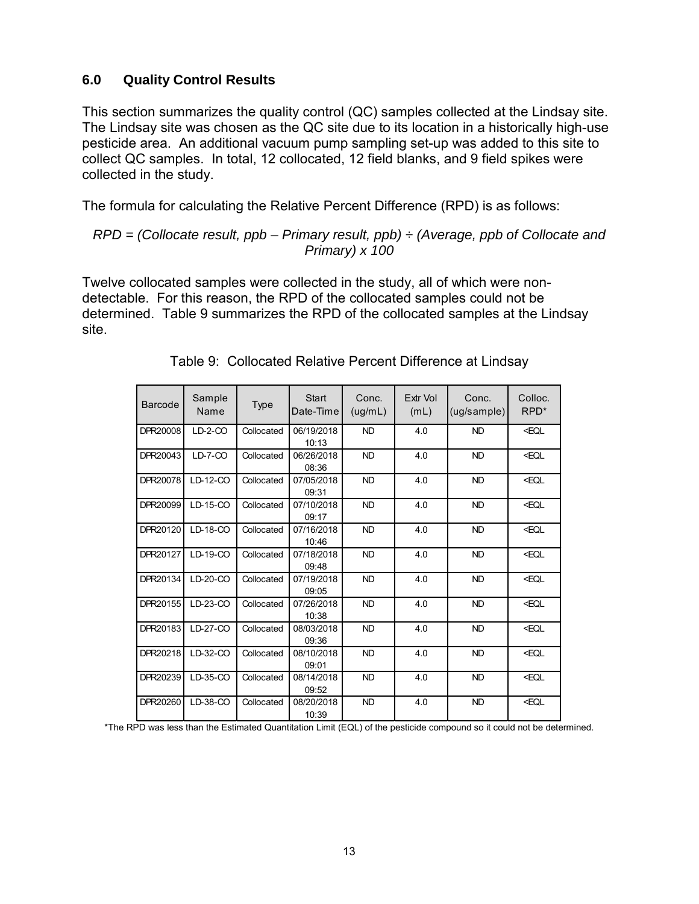## 6.0 Quality Control Results

This section summarizes the quality control (QC) samples collected at the Lindsay site. The Lindsay site was chosen as the QC site due to its location in a historically high-use pesticide area. An additional vacuum pump sampling set-up was added to this site to collect QC samples. In total, 12 collocated, 12 field blanks, and 9 field spikes were collected in the study.

The formula for calculating the Relative Percent Difference (RPD) is as follows:

*RPD = (Collocate result, ppb – Primary result, ppb) ÷ (Average, ppb of Collocate and Primary) x 100*

Twelve collocated samples were collected in the study, all of which were non-detectable. For this reason, the RPD of the collocated samples could not be determined. Table 9 summarizes the RPD of the collocated samples at the Lindsay site.

Table 9: Collocated Relative Percent Difference at Lindsay

| Barcode | Sample Name | Type | Start Date-Time | Conc. (ug/mL) | Extr Vol (mL) | Conc. (ug/sample) | Colloc. RPD* |
|---|---|---|---|---|---|---|---|
| DPR20008 | LD-2-CO | Collocated | 06/19/2018 10:13 | ND | 4.0 | ND | <EQL |
| DPR20043 | LD-7-CO | Collocated | 06/26/2018 08:36 | ND | 4.0 | ND | <EQL |
| DPR20078 | LD-12-CO | Collocated | 07/05/2018 09:31 | ND | 4.0 | ND | <EQL |
| DPR20099 | LD-15-CO | Collocated | 07/10/2018 09:17 | ND | 4.0 | ND | <EQL |
| DPR20120 | LD-18-CO | Collocated | 07/16/2018 10:46 | ND | 4.0 | ND | <EQL |
| DPR20127 | LD-19-CO | Collocated | 07/18/2018 09:48 | ND | 4.0 | ND | <EQL |
| DPR20134 | LD-20-CO | Collocated | 07/19/2018 09:05 | ND | 4.0 | ND | <EQL |
| DPR20155 | LD-23-CO | Collocated | 07/26/2018 10:38 | ND | 4.0 | ND | <EQL |
| DPR20183 | LD-27-CO | Collocated | 08/03/2018 09:36 | ND | 4.0 | ND | <EQL |
| DPR20218 | LD-32-CO | Collocated | 08/10/2018 09:01 | ND | 4.0 | ND | <EQL |
| DPR20239 | LD-35-CO | Collocated | 08/14/2018 09:52 | ND | 4.0 | ND | <EQL |
| DPR20260 | LD-38-CO | Collocated | 08/20/2018 10:39 | ND | 4.0 | ND | <EQL |

*The RPD was less than the Estimated Quantitation Limit (EQL) of the pesticide compound so it could not be determined.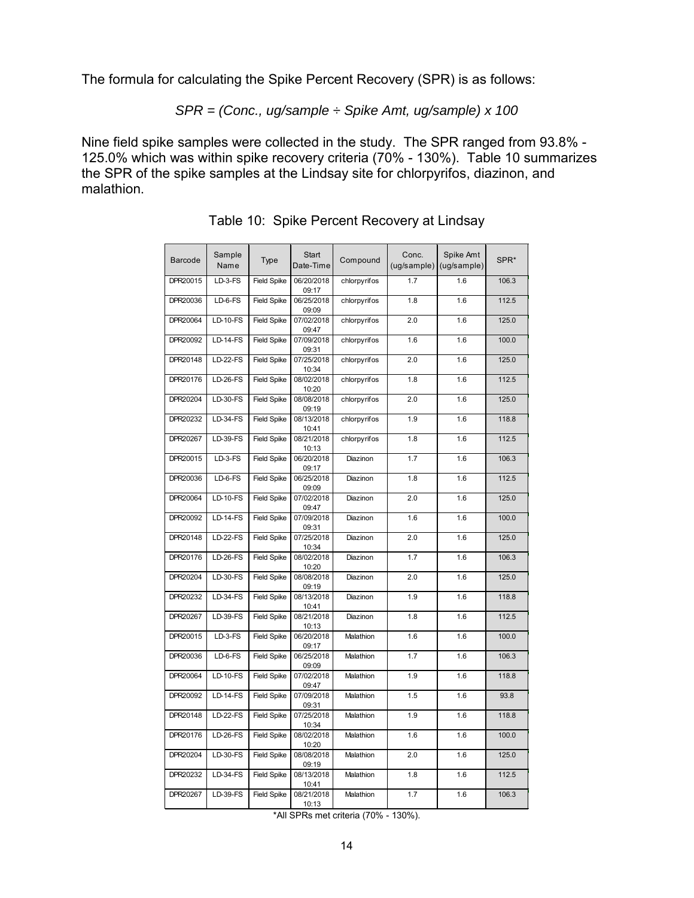The formula for calculating the Spike Percent Recovery (SPR) is as follows:

*SPR = (Conc., ug/sample ÷ Spike Amt, ug/sample) x 100*

Nine field spike samples were collected in the study. The SPR ranged from 93.8% - 125.0% which was within spike recovery criteria (70% - 130%). Table 10 summarizes the SPR of the spike samples at the Lindsay site for chlorpyrifos, diazinon, and malathion.

Table 10: Spike Percent Recovery at Lindsay

| Barcode | Sample Name | Type | Start Date-Time | Compound | Conc. (ug/sample) | Spike Amt (ug/sample) | SPR* |
|---|---|---|---|---|---|---|---|
| DPR20015 | LD-3-FS | Field Spike | 06/20/2018 09:17 | chlorpyrifos | 1.7 | 1.6 | 106.3 |
| DPR20036 | LD-6-FS | Field Spike | 06/25/2018 09:09 | chlorpyrifos | 1.8 | 1.6 | 112.5 |
| DPR20064 | LD-10-FS | Field Spike | 07/02/2018 09:47 | chlorpyrifos | 2.0 | 1.6 | 125.0 |
| DPR20092 | LD-14-FS | Field Spike | 07/09/2018 09:31 | chlorpyrifos | 1.6 | 1.6 | 100.0 |
| DPR20148 | LD-22-FS | Field Spike | 07/25/2018 10:34 | chlorpyrifos | 2.0 | 1.6 | 125.0 |
| DPR20176 | LD-26-FS | Field Spike | 08/02/2018 10:20 | chlorpyrifos | 1.8 | 1.6 | 112.5 |
| DPR20204 | LD-30-FS | Field Spike | 08/08/2018 09:19 | chlorpyrifos | 2.0 | 1.6 | 125.0 |
| DPR20232 | LD-34-FS | Field Spike | 08/13/2018 10:41 | chlorpyrifos | 1.9 | 1.6 | 118.8 |
| DPR20267 | LD-39-FS | Field Spike | 08/21/2018 10:13 | chlorpyrifos | 1.8 | 1.6 | 112.5 |
| DPR20015 | LD-3-FS | Field Spike | 06/20/2018 09:17 | Diazinon | 1.7 | 1.6 | 106.3 |
| DPR20036 | LD-6-FS | Field Spike | 06/25/2018 09:09 | Diazinon | 1.8 | 1.6 | 112.5 |
| DPR20064 | LD-10-FS | Field Spike | 07/02/2018 09:47 | Diazinon | 2.0 | 1.6 | 125.0 |
| DPR20092 | LD-14-FS | Field Spike | 07/09/2018 09:31 | Diazinon | 1.6 | 1.6 | 100.0 |
| DPR20148 | LD-22-FS | Field Spike | 07/25/2018 10:34 | Diazinon | 2.0 | 1.6 | 125.0 |
| DPR20176 | LD-26-FS | Field Spike | 08/02/2018 10:20 | Diazinon | 1.7 | 1.6 | 106.3 |
| DPR20204 | LD-30-FS | Field Spike | 08/08/2018 09:19 | Diazinon | 2.0 | 1.6 | 125.0 |
| DPR20232 | LD-34-FS | Field Spike | 08/13/2018 10:41 | Diazinon | 1.9 | 1.6 | 118.8 |
| DPR20267 | LD-39-FS | Field Spike | 08/21/2018 10:13 | Diazinon | 1.8 | 1.6 | 112.5 |
| DPR20015 | LD-3-FS | Field Spike | 06/20/2018 09:17 | Malathion | 1.6 | 1.6 | 100.0 |
| DPR20036 | LD-6-FS | Field Spike | 06/25/2018 09:09 | Malathion | 1.7 | 1.6 | 106.3 |
| DPR20064 | LD-10-FS | Field Spike | 07/02/2018 09:47 | Malathion | 1.9 | 1.6 | 118.8 |
| DPR20092 | LD-14-FS | Field Spike | 07/09/2018 09:31 | Malathion | 1.5 | 1.6 | 93.8 |
| DPR20148 | LD-22-FS | Field Spike | 07/25/2018 10:34 | Malathion | 1.9 | 1.6 | 118.8 |
| DPR20176 | LD-26-FS | Field Spike | 08/02/2018 10:20 | Malathion | 1.6 | 1.6 | 100.0 |
| DPR20204 | LD-30-FS | Field Spike | 08/08/2018 09:19 | Malathion | 2.0 | 1.6 | 125.0 |
| DPR20232 | LD-34-FS | Field Spike | 08/13/2018 10:41 | Malathion | 1.8 | 1.6 | 112.5 |
| DPR20267 | LD-39-FS | Field Spike | 08/21/2018 10:13 | Malathion | 1.7 | 1.6 | 106.3 |

*All SPRs met criteria (70% - 130%).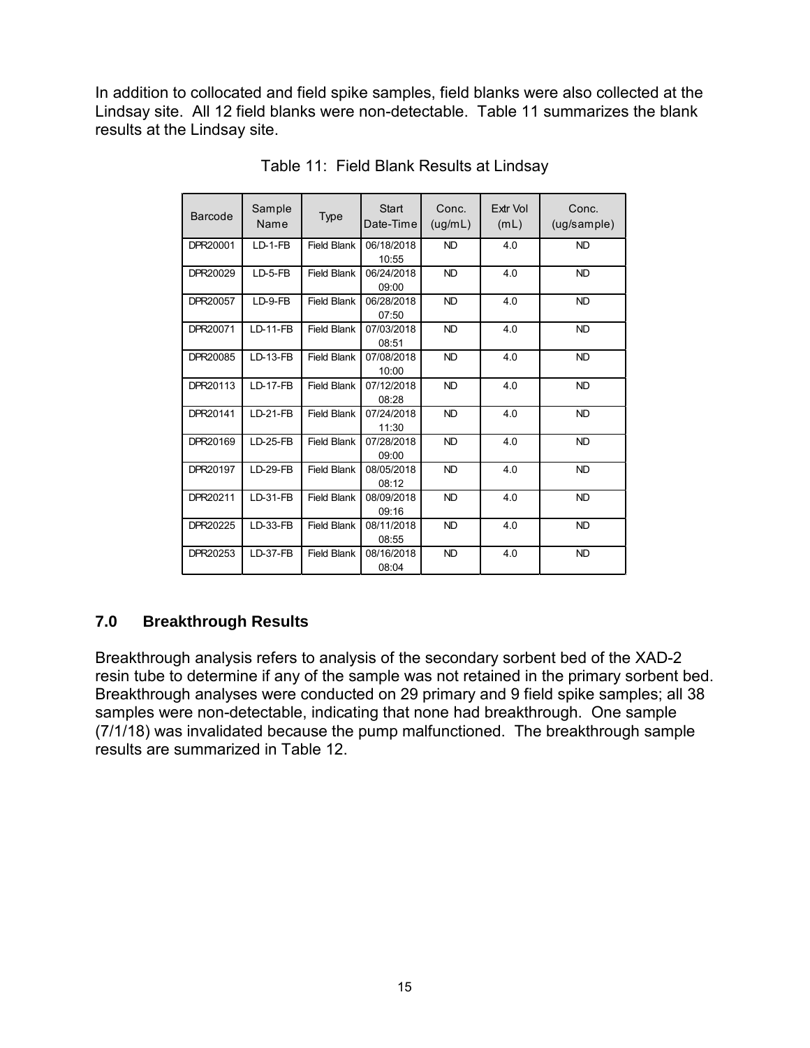In addition to collocated and field spike samples, field blanks were also collected at the Lindsay site. All 12 field blanks were non-detectable. Table 11 summarizes the blank results at the Lindsay site.

Table 11: Field Blank Results at Lindsay

| Barcode | Sample Name | Type | Start Date-Time | Conc. (ug/mL) | Extr Vol (mL) | Conc. (ug/sample) |
|---|---|---|---|---|---|---|
| DPR20001 | LD-1-FB | Field Blank | 06/18/2018 10:55 | ND | 4.0 | ND |
| DPR20029 | LD-5-FB | Field Blank | 06/24/2018 09:00 | ND | 4.0 | ND |
| DPR20057 | LD-9-FB | Field Blank | 06/28/2018 07:50 | ND | 4.0 | ND |
| DPR20071 | LD-11-FB | Field Blank | 07/03/2018 08:51 | ND | 4.0 | ND |
| DPR20085 | LD-13-FB | Field Blank | 07/08/2018 10:00 | ND | 4.0 | ND |
| DPR20113 | LD-17-FB | Field Blank | 07/12/2018 08:28 | ND | 4.0 | ND |
| DPR20141 | LD-21-FB | Field Blank | 07/24/2018 11:30 | ND | 4.0 | ND |
| DPR20169 | LD-25-FB | Field Blank | 07/28/2018 09:00 | ND | 4.0 | ND |
| DPR20197 | LD-29-FB | Field Blank | 08/05/2018 08:12 | ND | 4.0 | ND |
| DPR20211 | LD-31-FB | Field Blank | 08/09/2018 09:16 | ND | 4.0 | ND |
| DPR20225 | LD-33-FB | Field Blank | 08/11/2018 08:55 | ND | 4.0 | ND |
| DPR20253 | LD-37-FB | Field Blank | 08/16/2018 08:04 | ND | 4.0 | ND |

## 7.0 Breakthrough Results

Breakthrough analysis refers to analysis of the secondary sorbent bed of the XAD-2 resin tube to determine if any of the sample was not retained in the primary sorbent bed. Breakthrough analyses were conducted on 29 primary and 9 field spike samples; all 38 samples were non-detectable, indicating that none had breakthrough. One sample (7/1/18) was invalidated because the pump malfunctioned. The breakthrough sample results are summarized in Table 12.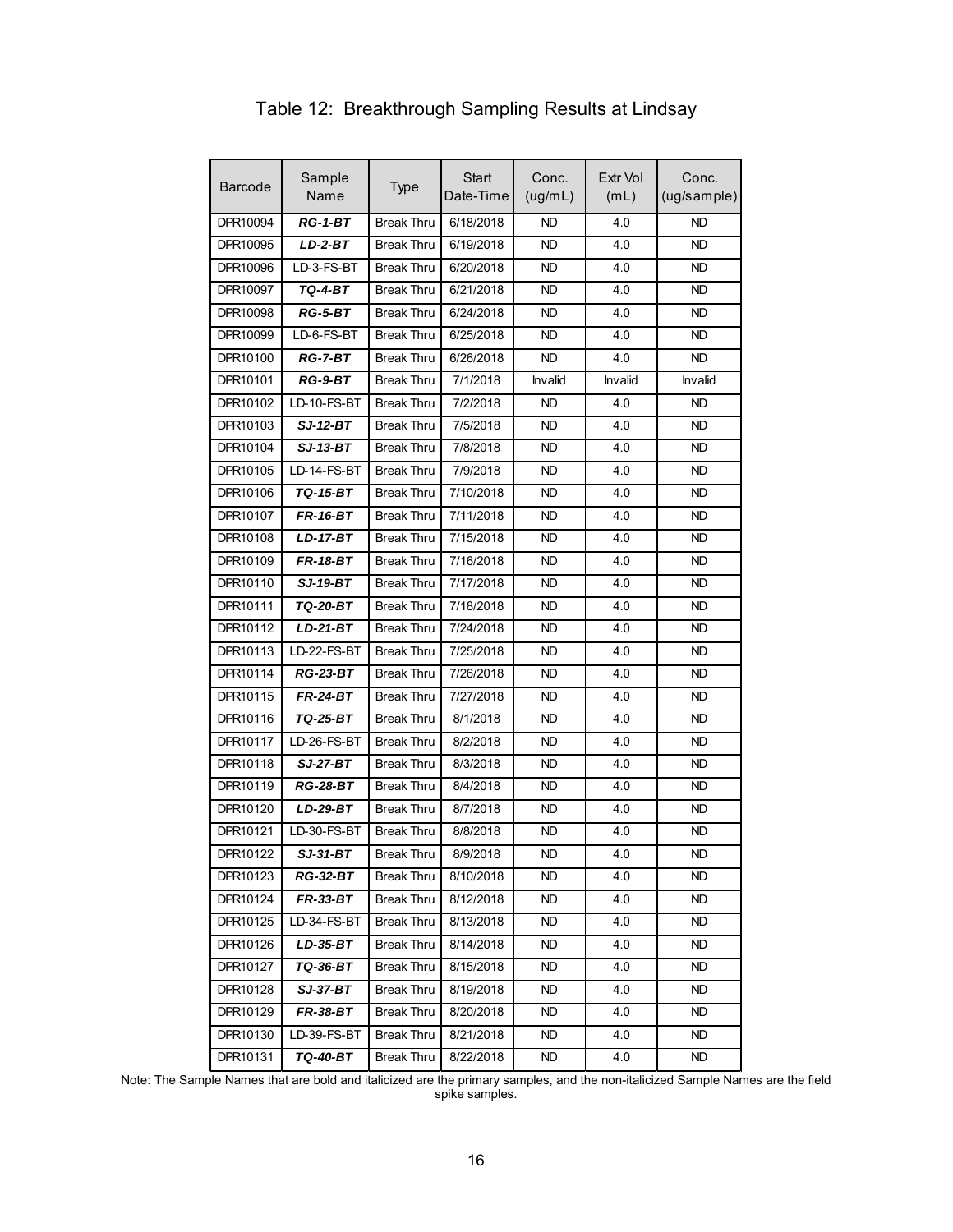# Table 12: Breakthrough Sampling Results at Lindsay

| Barcode | Sample Name | Type | Start Date-Time | Conc. (ug/mL) | Extr Vol (mL) | Conc. (ug/sample) |
|---|---|---|---|---|---|---|
| DPR10094 | ***RG-1-BT*** | Break Thru | 6/18/2018 | ND | 4.0 | ND |
| DPR10095 | ***LD-2-BT*** | Break Thru | 6/19/2018 | ND | 4.0 | ND |
| DPR10096 | LD-3-FS-BT | Break Thru | 6/20/2018 | ND | 4.0 | ND |
| DPR10097 | ***TQ-4-BT*** | Break Thru | 6/21/2018 | ND | 4.0 | ND |
| DPR10098 | ***RG-5-BT*** | Break Thru | 6/24/2018 | ND | 4.0 | ND |
| DPR10099 | LD-6-FS-BT | Break Thru | 6/25/2018 | ND | 4.0 | ND |
| DPR10100 | ***RG-7-BT*** | Break Thru | 6/26/2018 | ND | 4.0 | ND |
| DPR10101 | ***RG-9-BT*** | Break Thru | 7/1/2018 | Invalid | Invalid | Invalid |
| DPR10102 | LD-10-FS-BT | Break Thru | 7/2/2018 | ND | 4.0 | ND |
| DPR10103 | ***SJ-12-BT*** | Break Thru | 7/5/2018 | ND | 4.0 | ND |
| DPR10104 | ***SJ-13-BT*** | Break Thru | 7/8/2018 | ND | 4.0 | ND |
| DPR10105 | LD-14-FS-BT | Break Thru | 7/9/2018 | ND | 4.0 | ND |
| DPR10106 | ***TQ-15-BT*** | Break Thru | 7/10/2018 | ND | 4.0 | ND |
| DPR10107 | ***FR-16-BT*** | Break Thru | 7/11/2018 | ND | 4.0 | ND |
| DPR10108 | ***LD-17-BT*** | Break Thru | 7/15/2018 | ND | 4.0 | ND |
| DPR10109 | ***FR-18-BT*** | Break Thru | 7/16/2018 | ND | 4.0 | ND |
| DPR10110 | ***SJ-19-BT*** | Break Thru | 7/17/2018 | ND | 4.0 | ND |
| DPR10111 | ***TQ-20-BT*** | Break Thru | 7/18/2018 | ND | 4.0 | ND |
| DPR10112 | ***LD-21-BT*** | Break Thru | 7/24/2018 | ND | 4.0 | ND |
| DPR10113 | LD-22-FS-BT | Break Thru | 7/25/2018 | ND | 4.0 | ND |
| DPR10114 | ***RG-23-BT*** | Break Thru | 7/26/2018 | ND | 4.0 | ND |
| DPR10115 | ***FR-24-BT*** | Break Thru | 7/27/2018 | ND | 4.0 | ND |
| DPR10116 | ***TQ-25-BT*** | Break Thru | 8/1/2018 | ND | 4.0 | ND |
| DPR10117 | LD-26-FS-BT | Break Thru | 8/2/2018 | ND | 4.0 | ND |
| DPR10118 | ***SJ-27-BT*** | Break Thru | 8/3/2018 | ND | 4.0 | ND |
| DPR10119 | ***RG-28-BT*** | Break Thru | 8/4/2018 | ND | 4.0 | ND |
| DPR10120 | ***LD-29-BT*** | Break Thru | 8/7/2018 | ND | 4.0 | ND |
| DPR10121 | LD-30-FS-BT | Break Thru | 8/8/2018 | ND | 4.0 | ND |
| DPR10122 | ***SJ-31-BT*** | Break Thru | 8/9/2018 | ND | 4.0 | ND |
| DPR10123 | ***RG-32-BT*** | Break Thru | 8/10/2018 | ND | 4.0 | ND |
| DPR10124 | ***FR-33-BT*** | Break Thru | 8/12/2018 | ND | 4.0 | ND |
| DPR10125 | LD-34-FS-BT | Break Thru | 8/13/2018 | ND | 4.0 | ND |
| DPR10126 | ***LD-35-BT*** | Break Thru | 8/14/2018 | ND | 4.0 | ND |
| DPR10127 | ***TQ-36-BT*** | Break Thru | 8/15/2018 | ND | 4.0 | ND |
| DPR10128 | ***SJ-37-BT*** | Break Thru | 8/19/2018 | ND | 4.0 | ND |
| DPR10129 | ***FR-38-BT*** | Break Thru | 8/20/2018 | ND | 4.0 | ND |
| DPR10130 | LD-39-FS-BT | Break Thru | 8/21/2018 | ND | 4.0 | ND |
| DPR10131 | ***TQ-40-BT*** | Break Thru | 8/22/2018 | ND | 4.0 | ND |

Note: The Sample Names that are bold and italicized are the primary samples, and the non-italicized Sample Names are the field spike samples.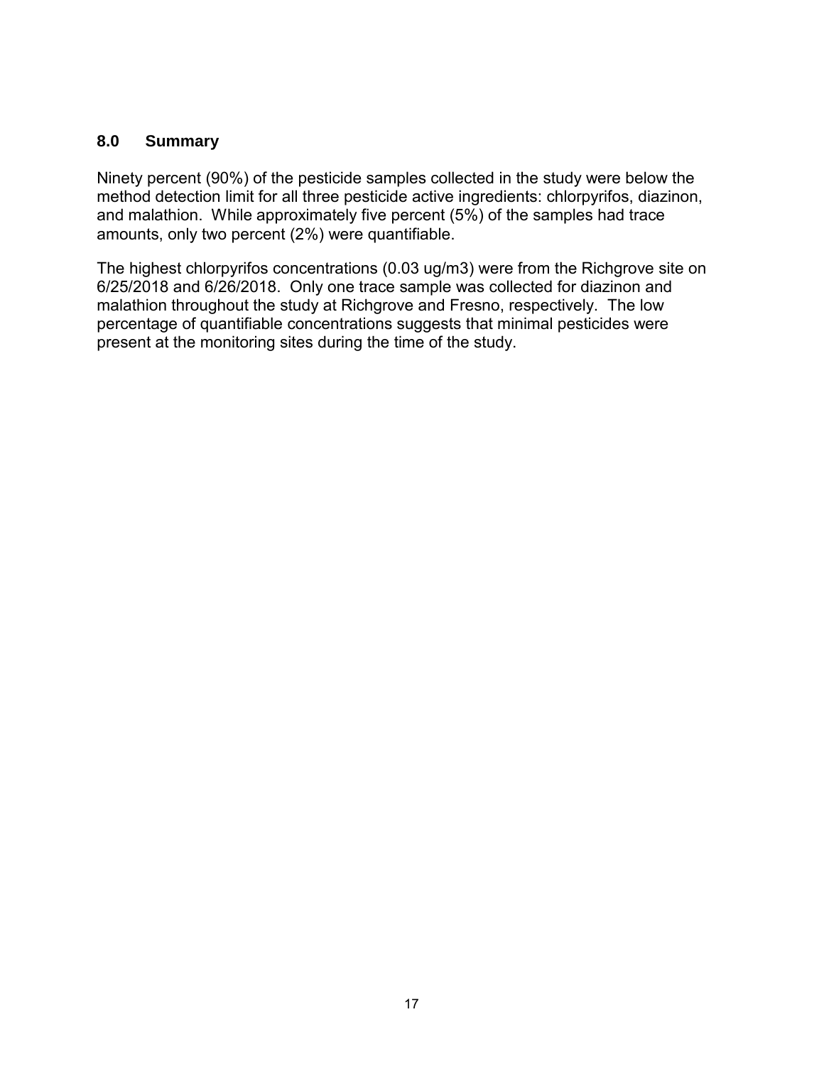## 8.0 Summary

Ninety percent (90%) of the pesticide samples collected in the study were below the method detection limit for all three pesticide active ingredients: chlorpyrifos, diazinon, and malathion. While approximately five percent (5%) of the samples had trace amounts, only two percent (2%) were quantifiable.

The highest chlorpyrifos concentrations (0.03 ug/m3) were from the Richgrove site on 6/25/2018 and 6/26/2018. Only one trace sample was collected for diazinon and malathion throughout the study at Richgrove and Fresno, respectively. The low percentage of quantifiable concentrations suggests that minimal pesticides were present at the monitoring sites during the time of the study.